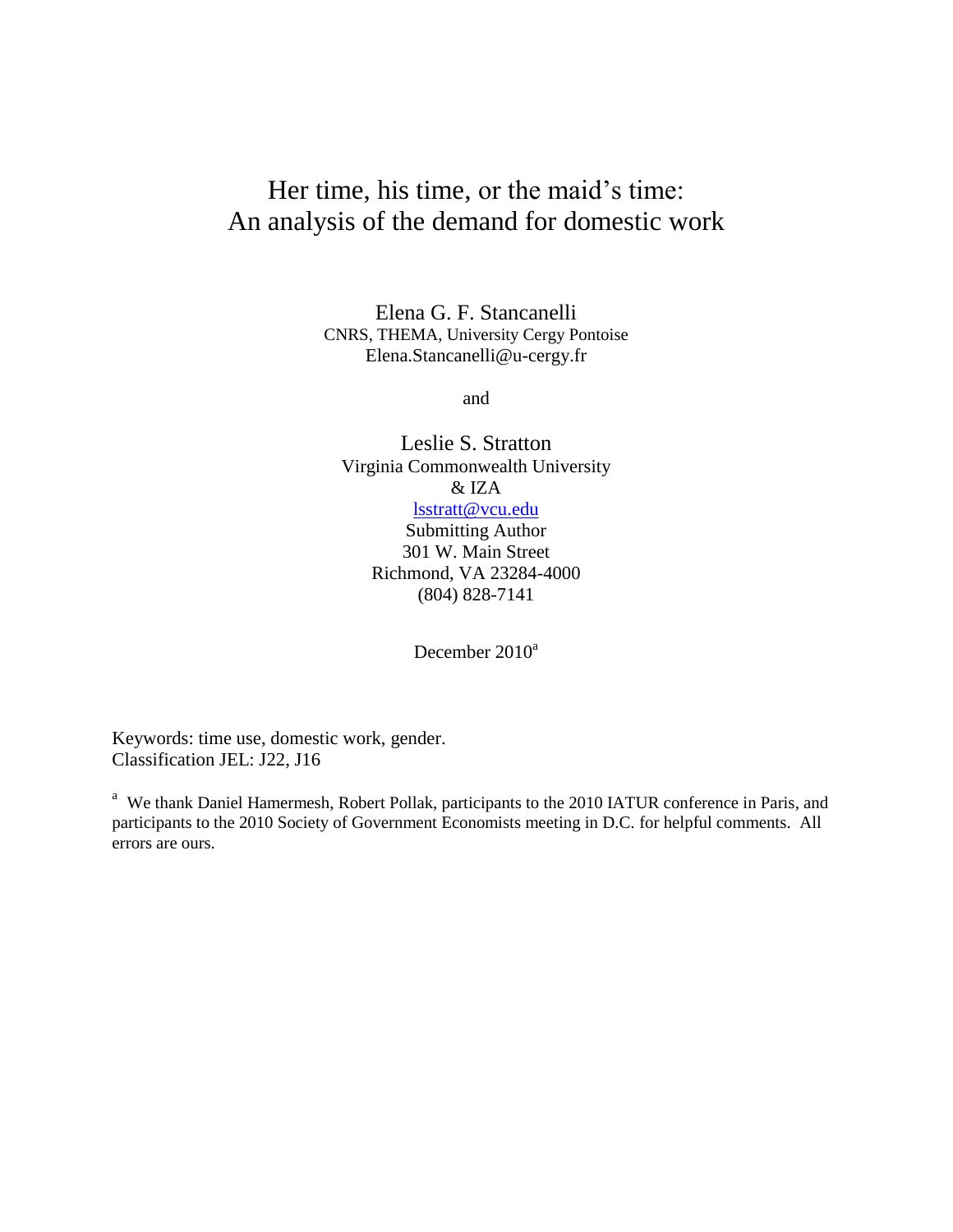# Her time, his time, or the maid's time: An analysis of the demand for domestic work

Elena G. F. Stancanelli
CNRS, THEMA, University Cergy Pontoise
Elena.Stancanelli@u-cergy.fr

and

Leslie S. Stratton
Virginia Commonwealth University
& IZA
lsstratt@vcu.edu
Submitting Author
301 W. Main Street
Richmond, VA 23284-4000
(804) 828-7141

December 2010[a]

Keywords: time use, domestic work, gender.
Classification JEL: J22, J16

[a] We thank Daniel Hamermesh, Robert Pollak, participants to the 2010 IATUR conference in Paris, and participants to the 2010 Society of Government Economists meeting in D.C. for helpful comments. All errors are ours.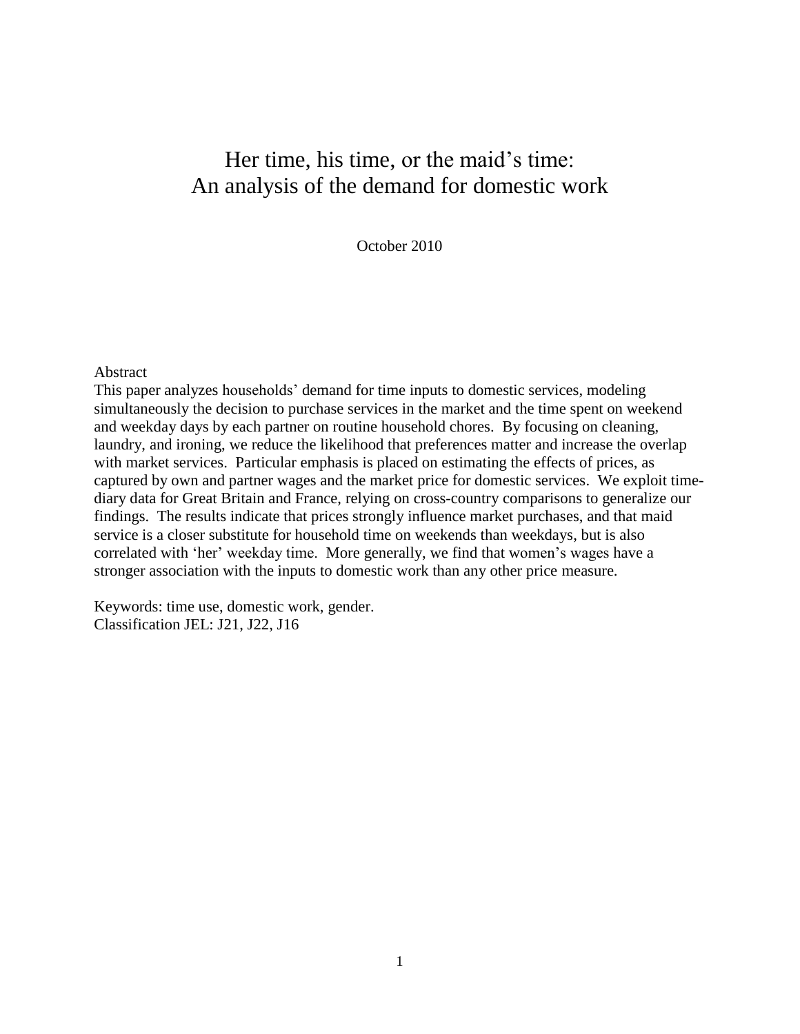# Her time, his time, or the maid's time: An analysis of the demand for domestic work

October 2010

Abstract

This paper analyzes households' demand for time inputs to domestic services, modeling simultaneously the decision to purchase services in the market and the time spent on weekend and weekday days by each partner on routine household chores. By focusing on cleaning, laundry, and ironing, we reduce the likelihood that preferences matter and increase the overlap with market services. Particular emphasis is placed on estimating the effects of prices, as captured by own and partner wages and the market price for domestic services. We exploit time-diary data for Great Britain and France, relying on cross-country comparisons to generalize our findings. The results indicate that prices strongly influence market purchases, and that maid service is a closer substitute for household time on weekends than weekdays, but is also correlated with 'her' weekday time. More generally, we find that women's wages have a stronger association with the inputs to domestic work than any other price measure.

Keywords: time use, domestic work, gender.
Classification JEL: J21, J22, J16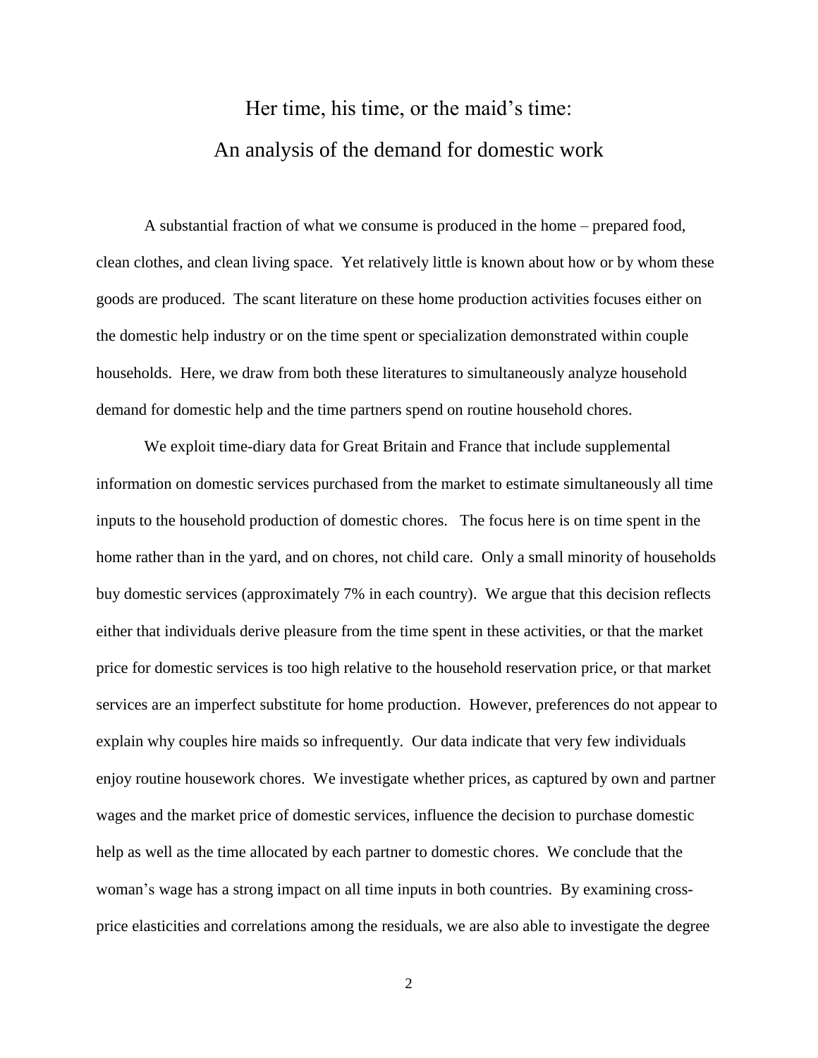# Her time, his time, or the maid's time:
# An analysis of the demand for domestic work

A substantial fraction of what we consume is produced in the home – prepared food, clean clothes, and clean living space. Yet relatively little is known about how or by whom these goods are produced. The scant literature on these home production activities focuses either on the domestic help industry or on the time spent or specialization demonstrated within couple households. Here, we draw from both these literatures to simultaneously analyze household demand for domestic help and the time partners spend on routine household chores.

We exploit time-diary data for Great Britain and France that include supplemental information on domestic services purchased from the market to estimate simultaneously all time inputs to the household production of domestic chores. The focus here is on time spent in the home rather than in the yard, and on chores, not child care. Only a small minority of households buy domestic services (approximately 7% in each country). We argue that this decision reflects either that individuals derive pleasure from the time spent in these activities, or that the market price for domestic services is too high relative to the household reservation price, or that market services are an imperfect substitute for home production. However, preferences do not appear to explain why couples hire maids so infrequently. Our data indicate that very few individuals enjoy routine housework chores. We investigate whether prices, as captured by own and partner wages and the market price of domestic services, influence the decision to purchase domestic help as well as the time allocated by each partner to domestic chores. We conclude that the woman's wage has a strong impact on all time inputs in both countries. By examining cross-price elasticities and correlations among the residuals, we are also able to investigate the degree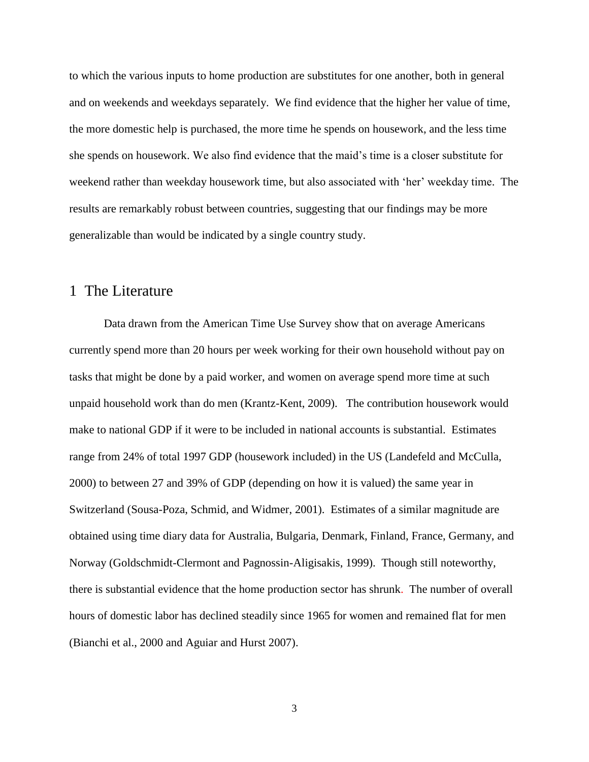to which the various inputs to home production are substitutes for one another, both in general and on weekends and weekdays separately. We find evidence that the higher her value of time, the more domestic help is purchased, the more time he spends on housework, and the less time she spends on housework. We also find evidence that the maid's time is a closer substitute for weekend rather than weekday housework time, but also associated with 'her' weekday time. The results are remarkably robust between countries, suggesting that our findings may be more generalizable than would be indicated by a single country study.

## 1 The Literature

Data drawn from the American Time Use Survey show that on average Americans currently spend more than 20 hours per week working for their own household without pay on tasks that might be done by a paid worker, and women on average spend more time at such unpaid household work than do men (Krantz-Kent, 2009). The contribution housework would make to national GDP if it were to be included in national accounts is substantial. Estimates range from 24% of total 1997 GDP (housework included) in the US (Landefeld and McCulla, 2000) to between 27 and 39% of GDP (depending on how it is valued) the same year in Switzerland (Sousa-Poza, Schmid, and Widmer, 2001). Estimates of a similar magnitude are obtained using time diary data for Australia, Bulgaria, Denmark, Finland, France, Germany, and Norway (Goldschmidt-Clermont and Pagnossin-Aligisakis, 1999). Though still noteworthy, there is substantial evidence that the home production sector has shrunk. The number of overall hours of domestic labor has declined steadily since 1965 for women and remained flat for men (Bianchi et al., 2000 and Aguiar and Hurst 2007).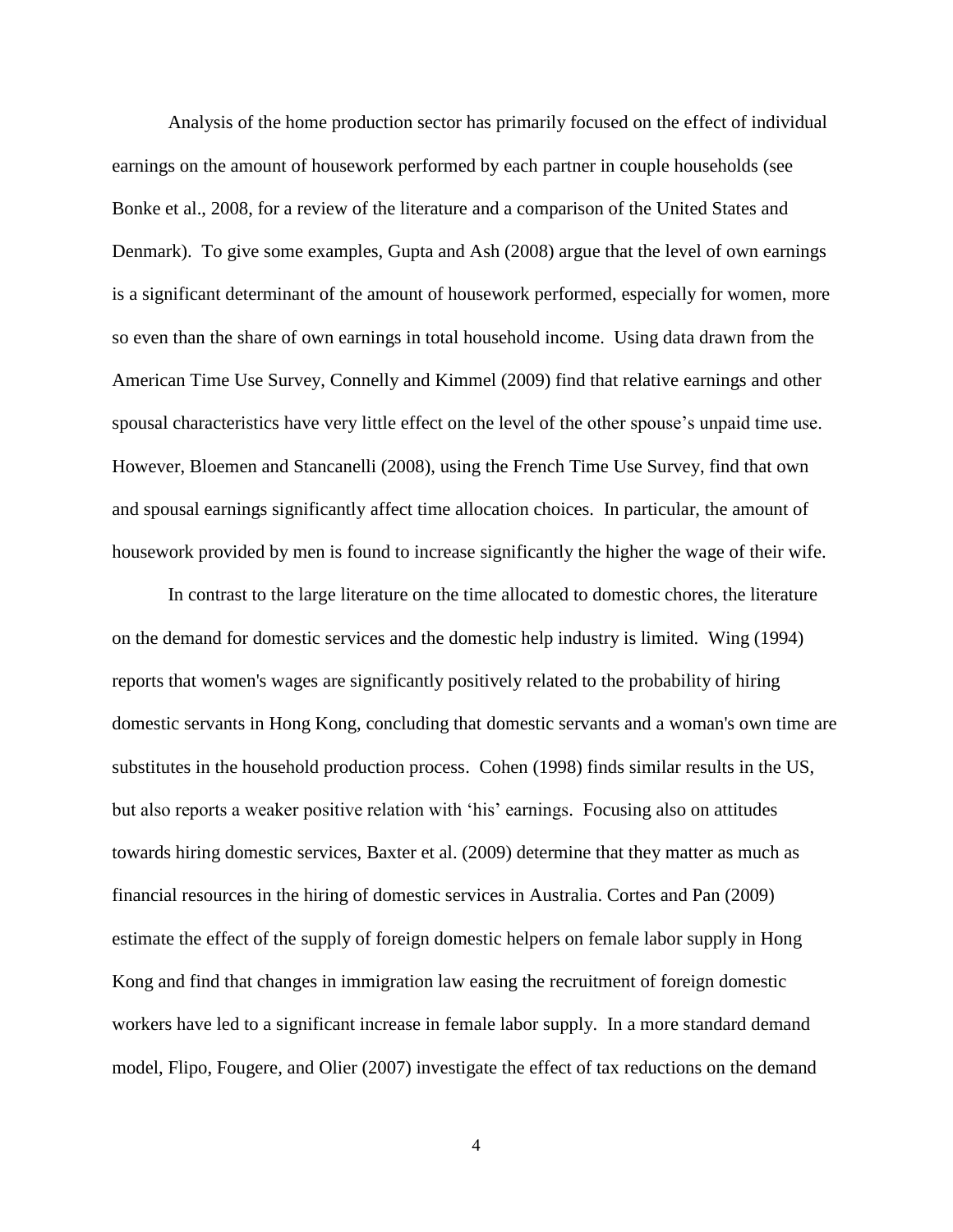Analysis of the home production sector has primarily focused on the effect of individual earnings on the amount of housework performed by each partner in couple households (see Bonke et al., 2008, for a review of the literature and a comparison of the United States and Denmark). To give some examples, Gupta and Ash (2008) argue that the level of own earnings is a significant determinant of the amount of housework performed, especially for women, more so even than the share of own earnings in total household income. Using data drawn from the American Time Use Survey, Connelly and Kimmel (2009) find that relative earnings and other spousal characteristics have very little effect on the level of the other spouse's unpaid time use. However, Bloemen and Stancanelli (2008), using the French Time Use Survey, find that own and spousal earnings significantly affect time allocation choices. In particular, the amount of housework provided by men is found to increase significantly the higher the wage of their wife.

In contrast to the large literature on the time allocated to domestic chores, the literature on the demand for domestic services and the domestic help industry is limited. Wing (1994) reports that women's wages are significantly positively related to the probability of hiring domestic servants in Hong Kong, concluding that domestic servants and a woman's own time are substitutes in the household production process. Cohen (1998) finds similar results in the US, but also reports a weaker positive relation with 'his' earnings. Focusing also on attitudes towards hiring domestic services, Baxter et al. (2009) determine that they matter as much as financial resources in the hiring of domestic services in Australia. Cortes and Pan (2009) estimate the effect of the supply of foreign domestic helpers on female labor supply in Hong Kong and find that changes in immigration law easing the recruitment of foreign domestic workers have led to a significant increase in female labor supply. In a more standard demand model, Flipo, Fougere, and Olier (2007) investigate the effect of tax reductions on the demand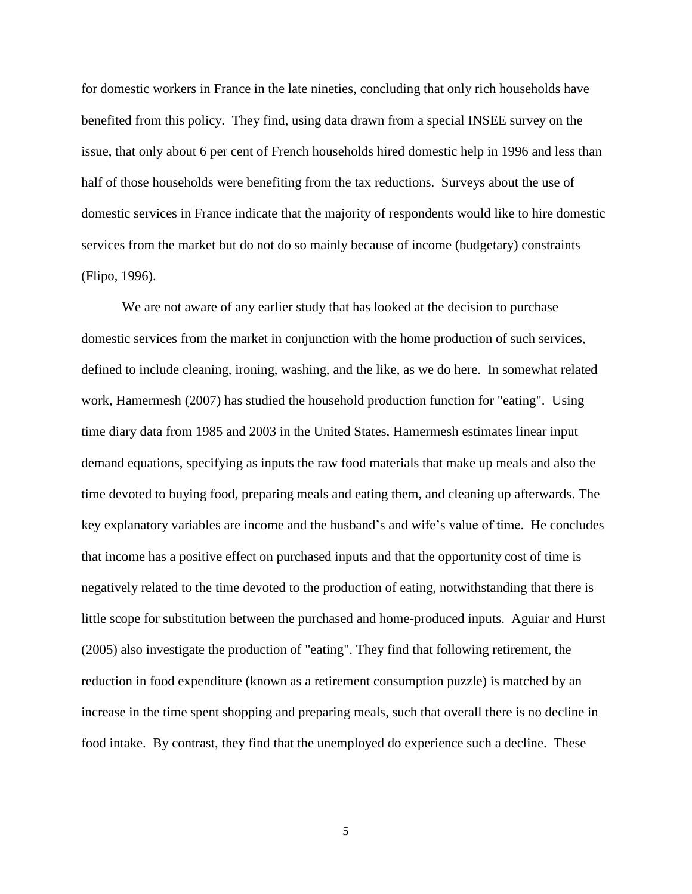for domestic workers in France in the late nineties, concluding that only rich households have benefited from this policy. They find, using data drawn from a special INSEE survey on the issue, that only about 6 per cent of French households hired domestic help in 1996 and less than half of those households were benefiting from the tax reductions. Surveys about the use of domestic services in France indicate that the majority of respondents would like to hire domestic services from the market but do not do so mainly because of income (budgetary) constraints (Flipo, 1996).

We are not aware of any earlier study that has looked at the decision to purchase domestic services from the market in conjunction with the home production of such services, defined to include cleaning, ironing, washing, and the like, as we do here. In somewhat related work, Hamermesh (2007) has studied the household production function for "eating". Using time diary data from 1985 and 2003 in the United States, Hamermesh estimates linear input demand equations, specifying as inputs the raw food materials that make up meals and also the time devoted to buying food, preparing meals and eating them, and cleaning up afterwards. The key explanatory variables are income and the husband's and wife's value of time. He concludes that income has a positive effect on purchased inputs and that the opportunity cost of time is negatively related to the time devoted to the production of eating, notwithstanding that there is little scope for substitution between the purchased and home-produced inputs. Aguiar and Hurst (2005) also investigate the production of "eating". They find that following retirement, the reduction in food expenditure (known as a retirement consumption puzzle) is matched by an increase in the time spent shopping and preparing meals, such that overall there is no decline in food intake. By contrast, they find that the unemployed do experience such a decline. These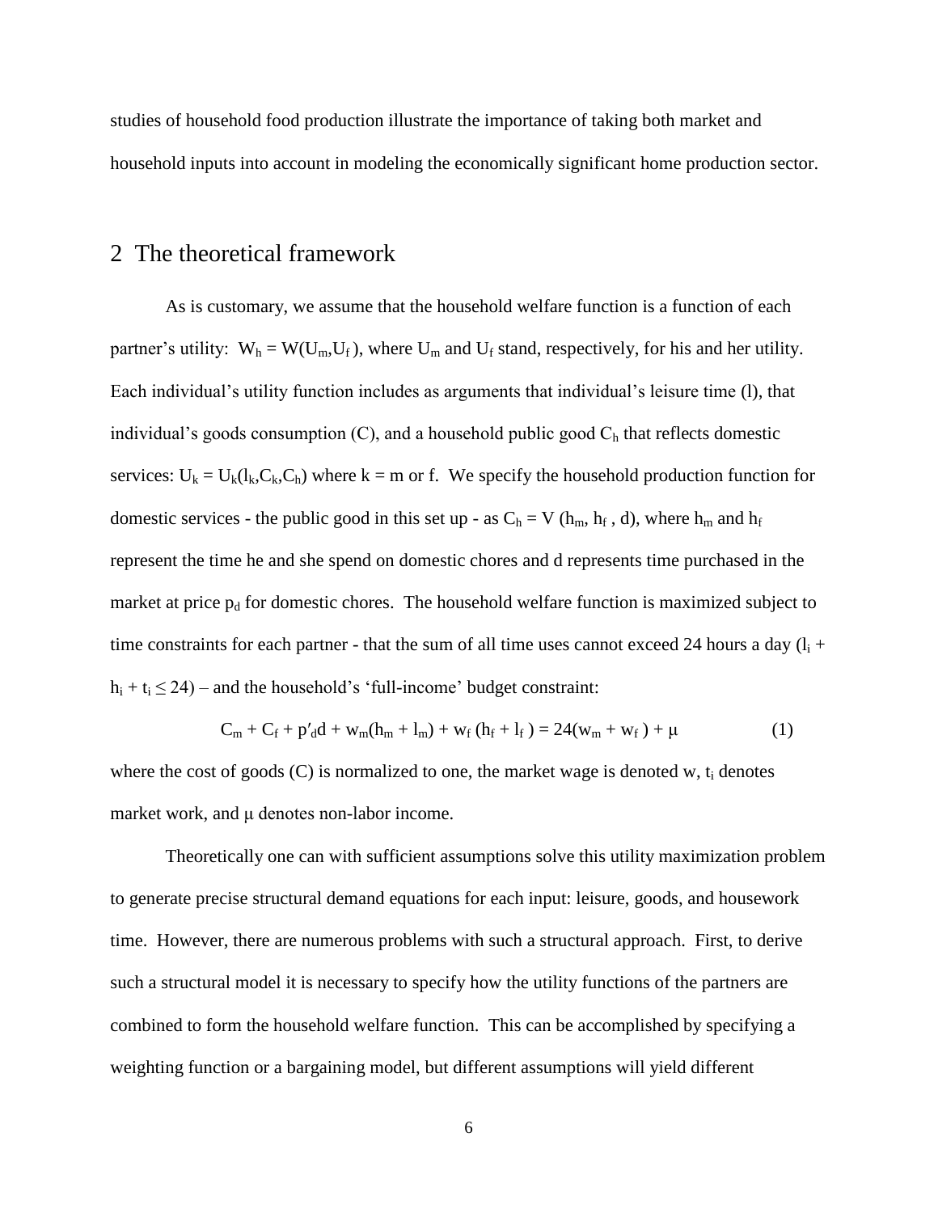studies of household food production illustrate the importance of taking both market and household inputs into account in modeling the economically significant home production sector.

## 2 The theoretical framework

As is customary, we assume that the household welfare function is a function of each partner's utility: $W_h = W(U_m,U_f)$, where $U_m$ and $U_f$ stand, respectively, for his and her utility. Each individual's utility function includes as arguments that individual's leisure time (l), that individual's goods consumption (C), and a household public good $C_h$ that reflects domestic services: $U_k = U_k(l_k,C_k,C_h)$ where k = m or f. We specify the household production function for domestic services - the public good in this set up - as $C_h = V(h_m, h_f, d)$, where $h_m$ and $h_f$ represent the time he and she spend on domestic chores and d represents time purchased in the market at price $p_d$ for domestic chores. The household welfare function is maximized subject to time constraints for each partner - that the sum of all time uses cannot exceed 24 hours a day ($l_i + h_i + t_i \leq 24$) – and the household's 'full-income' budget constraint:

$$C_m + C_f + p'_d d + w_m(h_m + l_m) + w_f(h_f + l_f) = 24(w_m + w_f) + \mu \tag{1}$$

where the cost of goods (C) is normalized to one, the market wage is denoted w, $t_i$ denotes market work, and $\mu$ denotes non-labor income.

Theoretically one can with sufficient assumptions solve this utility maximization problem to generate precise structural demand equations for each input: leisure, goods, and housework time. However, there are numerous problems with such a structural approach. First, to derive such a structural model it is necessary to specify how the utility functions of the partners are combined to form the household welfare function. This can be accomplished by specifying a weighting function or a bargaining model, but different assumptions will yield different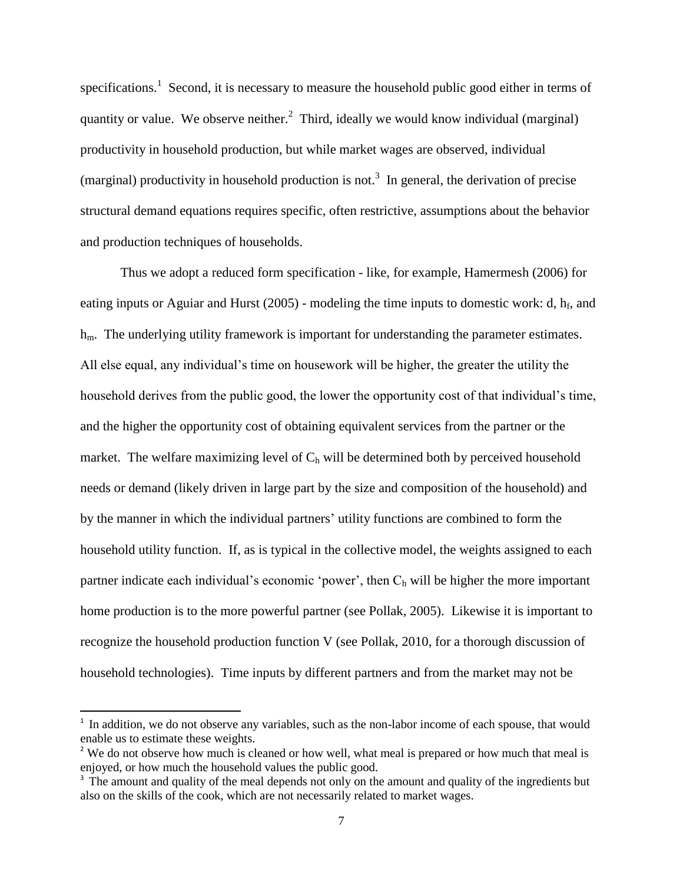specifications.[1] Second, it is necessary to measure the household public good either in terms of quantity or value. We observe neither.[2] Third, ideally we would know individual (marginal) productivity in household production, but while market wages are observed, individual (marginal) productivity in household production is not.[3] In general, the derivation of precise structural demand equations requires specific, often restrictive, assumptions about the behavior and production techniques of households.

Thus we adopt a reduced form specification - like, for example, Hamermesh (2006) for eating inputs or Aguiar and Hurst (2005) - modeling the time inputs to domestic work: d, $h_f$, and $h_m$. The underlying utility framework is important for understanding the parameter estimates. All else equal, any individual's time on housework will be higher, the greater the utility the household derives from the public good, the lower the opportunity cost of that individual's time, and the higher the opportunity cost of obtaining equivalent services from the partner or the market. The welfare maximizing level of $C_h$ will be determined both by perceived household needs or demand (likely driven in large part by the size and composition of the household) and by the manner in which the individual partners' utility functions are combined to form the household utility function. If, as is typical in the collective model, the weights assigned to each partner indicate each individual's economic 'power', then $C_h$ will be higher the more important home production is to the more powerful partner (see Pollak, 2005). Likewise it is important to recognize the household production function V (see Pollak, 2010, for a thorough discussion of household technologies). Time inputs by different partners and from the market may not be

---

[1] In addition, we do not observe any variables, such as the non-labor income of each spouse, that would enable us to estimate these weights.

[2] We do not observe how much is cleaned or how well, what meal is prepared or how much that meal is enjoyed, or how much the household values the public good.

[3] The amount and quality of the meal depends not only on the amount and quality of the ingredients but also on the skills of the cook, which are not necessarily related to market wages.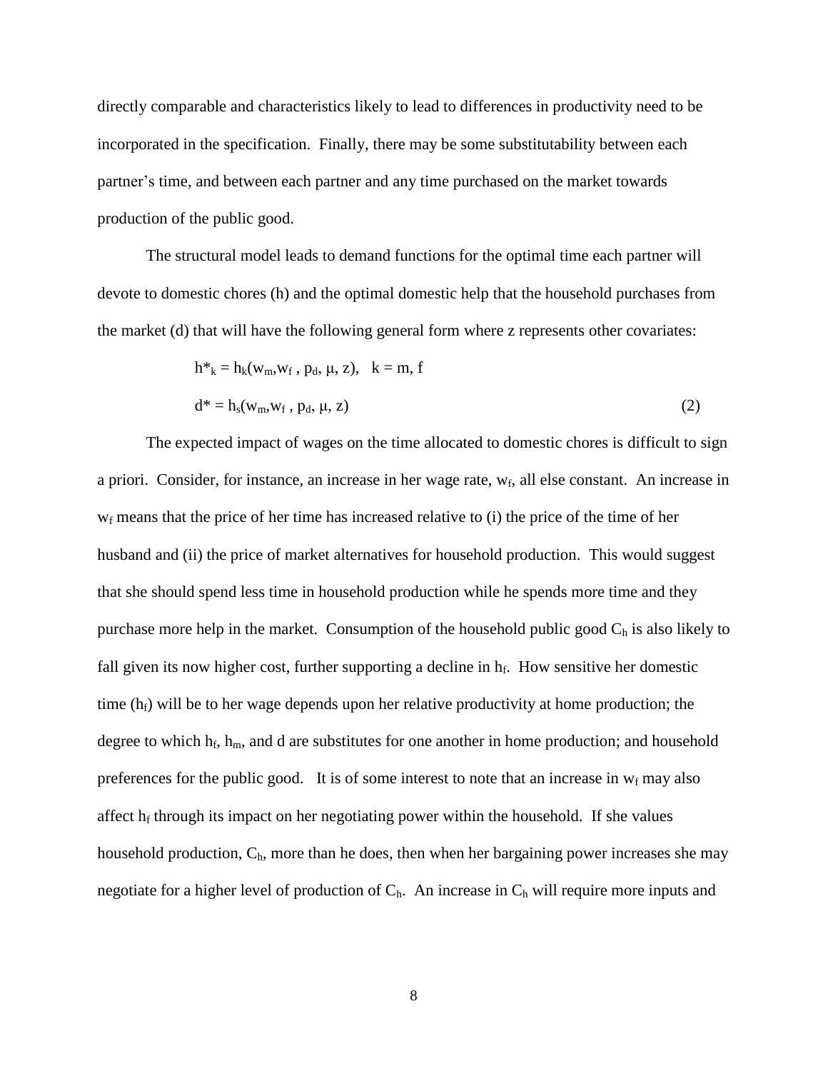directly comparable and characteristics likely to lead to differences in productivity need to be incorporated in the specification. Finally, there may be some substitutability between each partner's time, and between each partner and any time purchased on the market towards production of the public good.

The structural model leads to demand functions for the optimal time each partner will devote to domestic chores (h) and the optimal domestic help that the household purchases from the market (d) that will have the following general form where z represents other covariates:

$$h^*_k = h_k(w_m, w_f, p_d, \mu, z), \quad k = m, f$$

$$d^* = h_s(w_m, w_f, p_d, \mu, z) \tag{2}$$

The expected impact of wages on the time allocated to domestic chores is difficult to sign a priori. Consider, for instance, an increase in her wage rate, $w_f$, all else constant. An increase in $w_f$ means that the price of her time has increased relative to (i) the price of the time of her husband and (ii) the price of market alternatives for household production. This would suggest that she should spend less time in household production while he spends more time and they purchase more help in the market. Consumption of the household public good $C_h$ is also likely to fall given its now higher cost, further supporting a decline in $h_f$. How sensitive her domestic time ($h_f$) will be to her wage depends upon her relative productivity at home production; the degree to which $h_f$, $h_m$, and d are substitutes for one another in home production; and household preferences for the public good. It is of some interest to note that an increase in $w_f$ may also affect $h_f$ through its impact on her negotiating power within the household. If she values household production, $C_h$, more than he does, then when her bargaining power increases she may negotiate for a higher level of production of $C_h$. An increase in $C_h$ will require more inputs and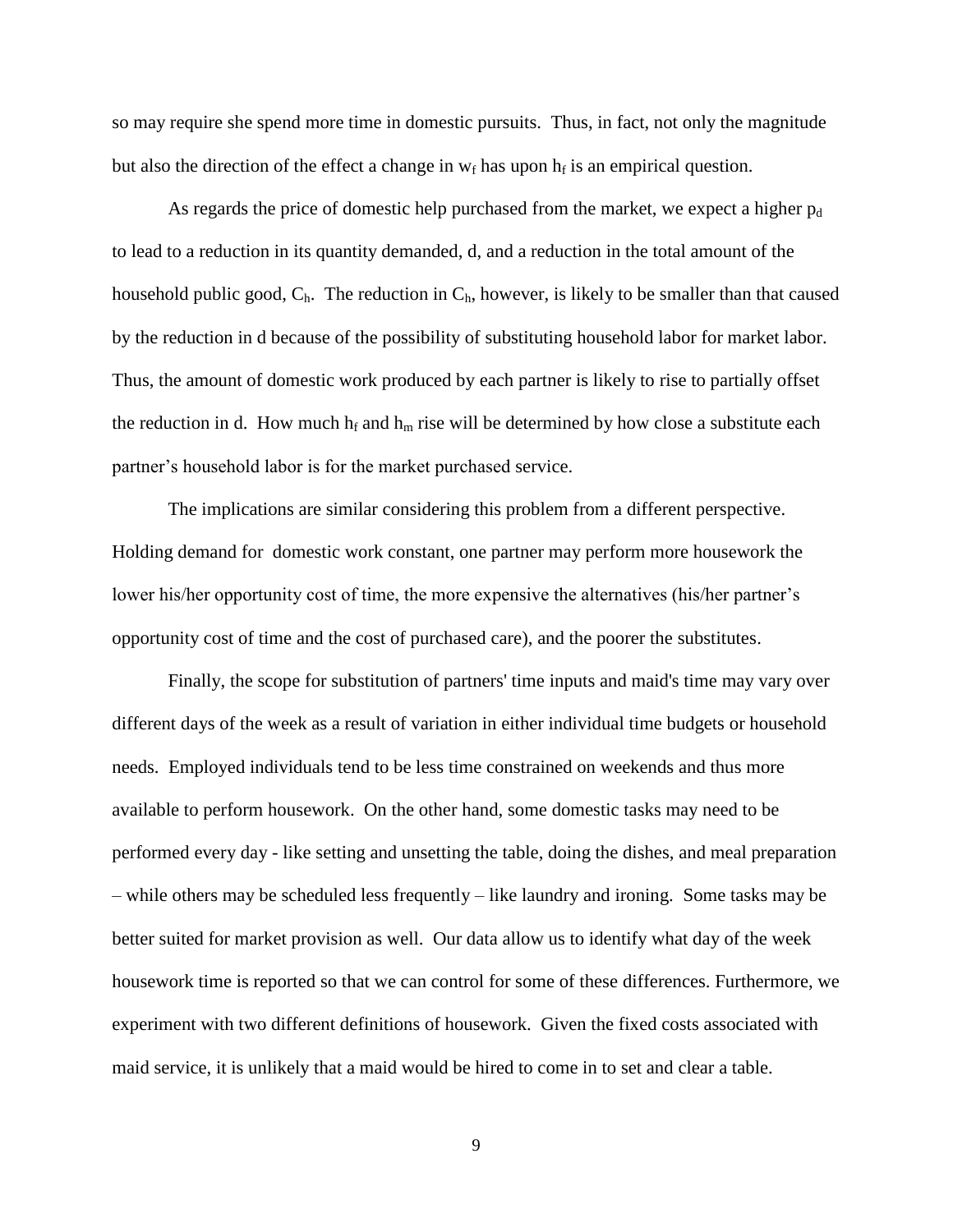so may require she spend more time in domestic pursuits. Thus, in fact, not only the magnitude but also the direction of the effect a change in $w_f$ has upon $h_f$ is an empirical question.

As regards the price of domestic help purchased from the market, we expect a higher $p_d$ to lead to a reduction in its quantity demanded, d, and a reduction in the total amount of the household public good, $C_h$. The reduction in $C_h$, however, is likely to be smaller than that caused by the reduction in d because of the possibility of substituting household labor for market labor. Thus, the amount of domestic work produced by each partner is likely to rise to partially offset the reduction in d. How much $h_f$ and $h_m$ rise will be determined by how close a substitute each partner's household labor is for the market purchased service.

The implications are similar considering this problem from a different perspective. Holding demand for domestic work constant, one partner may perform more housework the lower his/her opportunity cost of time, the more expensive the alternatives (his/her partner's opportunity cost of time and the cost of purchased care), and the poorer the substitutes.

Finally, the scope for substitution of partners' time inputs and maid's time may vary over different days of the week as a result of variation in either individual time budgets or household needs. Employed individuals tend to be less time constrained on weekends and thus more available to perform housework. On the other hand, some domestic tasks may need to be performed every day - like setting and unsetting the table, doing the dishes, and meal preparation – while others may be scheduled less frequently – like laundry and ironing. Some tasks may be better suited for market provision as well. Our data allow us to identify what day of the week housework time is reported so that we can control for some of these differences. Furthermore, we experiment with two different definitions of housework. Given the fixed costs associated with maid service, it is unlikely that a maid would be hired to come in to set and clear a table.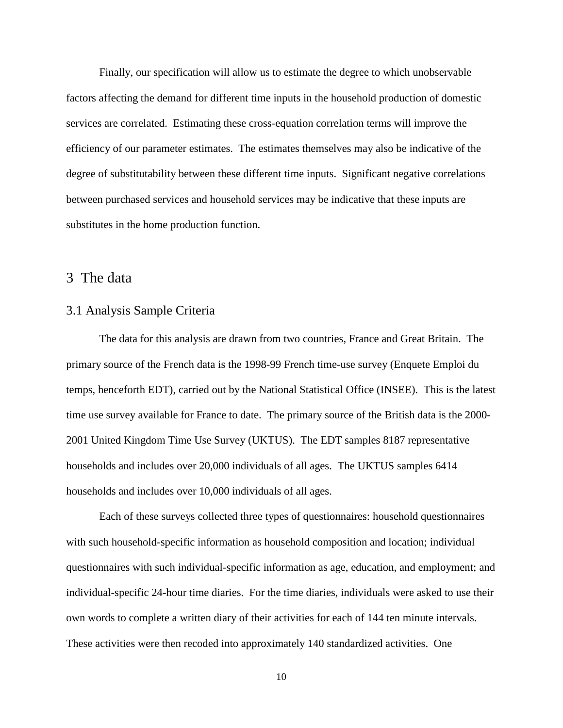Finally, our specification will allow us to estimate the degree to which unobservable factors affecting the demand for different time inputs in the household production of domestic services are correlated. Estimating these cross-equation correlation terms will improve the efficiency of our parameter estimates. The estimates themselves may also be indicative of the degree of substitutability between these different time inputs. Significant negative correlations between purchased services and household services may be indicative that these inputs are substitutes in the home production function.

## 3 The data

### 3.1 Analysis Sample Criteria

The data for this analysis are drawn from two countries, France and Great Britain. The primary source of the French data is the 1998-99 French time-use survey (Enquete Emploi du temps, henceforth EDT), carried out by the National Statistical Office (INSEE). This is the latest time use survey available for France to date. The primary source of the British data is the 2000-2001 United Kingdom Time Use Survey (UKTUS). The EDT samples 8187 representative households and includes over 20,000 individuals of all ages. The UKTUS samples 6414 households and includes over 10,000 individuals of all ages.

Each of these surveys collected three types of questionnaires: household questionnaires with such household-specific information as household composition and location; individual questionnaires with such individual-specific information as age, education, and employment; and individual-specific 24-hour time diaries. For the time diaries, individuals were asked to use their own words to complete a written diary of their activities for each of 144 ten minute intervals. These activities were then recoded into approximately 140 standardized activities. One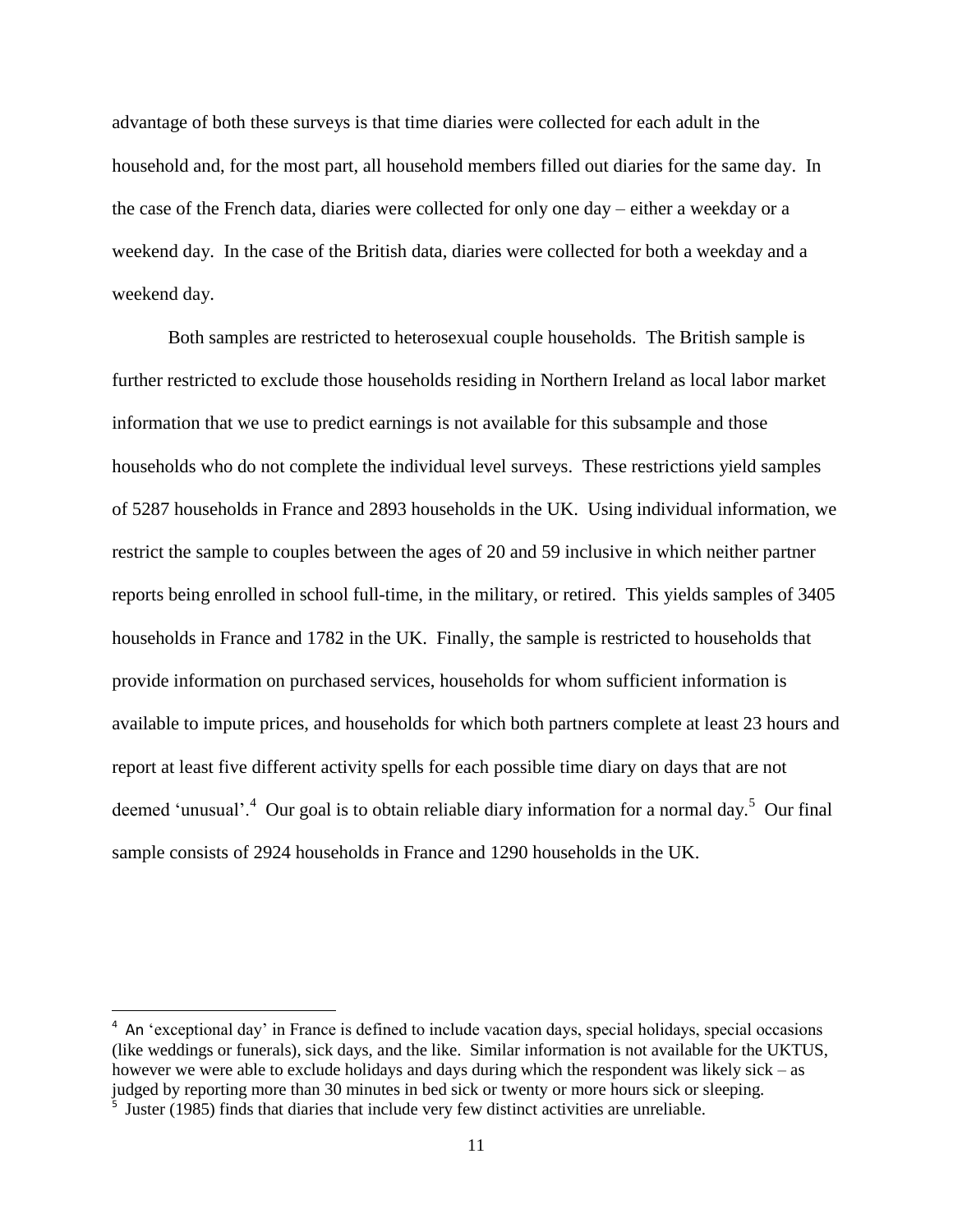advantage of both these surveys is that time diaries were collected for each adult in the household and, for the most part, all household members filled out diaries for the same day. In the case of the French data, diaries were collected for only one day – either a weekday or a weekend day. In the case of the British data, diaries were collected for both a weekday and a weekend day.

Both samples are restricted to heterosexual couple households. The British sample is further restricted to exclude those households residing in Northern Ireland as local labor market information that we use to predict earnings is not available for this subsample and those households who do not complete the individual level surveys. These restrictions yield samples of 5287 households in France and 2893 households in the UK. Using individual information, we restrict the sample to couples between the ages of 20 and 59 inclusive in which neither partner reports being enrolled in school full-time, in the military, or retired. This yields samples of 3405 households in France and 1782 in the UK. Finally, the sample is restricted to households that provide information on purchased services, households for whom sufficient information is available to impute prices, and households for which both partners complete at least 23 hours and report at least five different activity spells for each possible time diary on days that are not deemed 'unusual'.[4] Our goal is to obtain reliable diary information for a normal day.[5] Our final sample consists of 2924 households in France and 1290 households in the UK.

---

[4] An 'exceptional day' in France is defined to include vacation days, special holidays, special occasions (like weddings or funerals), sick days, and the like. Similar information is not available for the UKTUS, however we were able to exclude holidays and days during which the respondent was likely sick – as judged by reporting more than 30 minutes in bed sick or twenty or more hours sick or sleeping.

[5] Juster (1985) finds that diaries that include very few distinct activities are unreliable.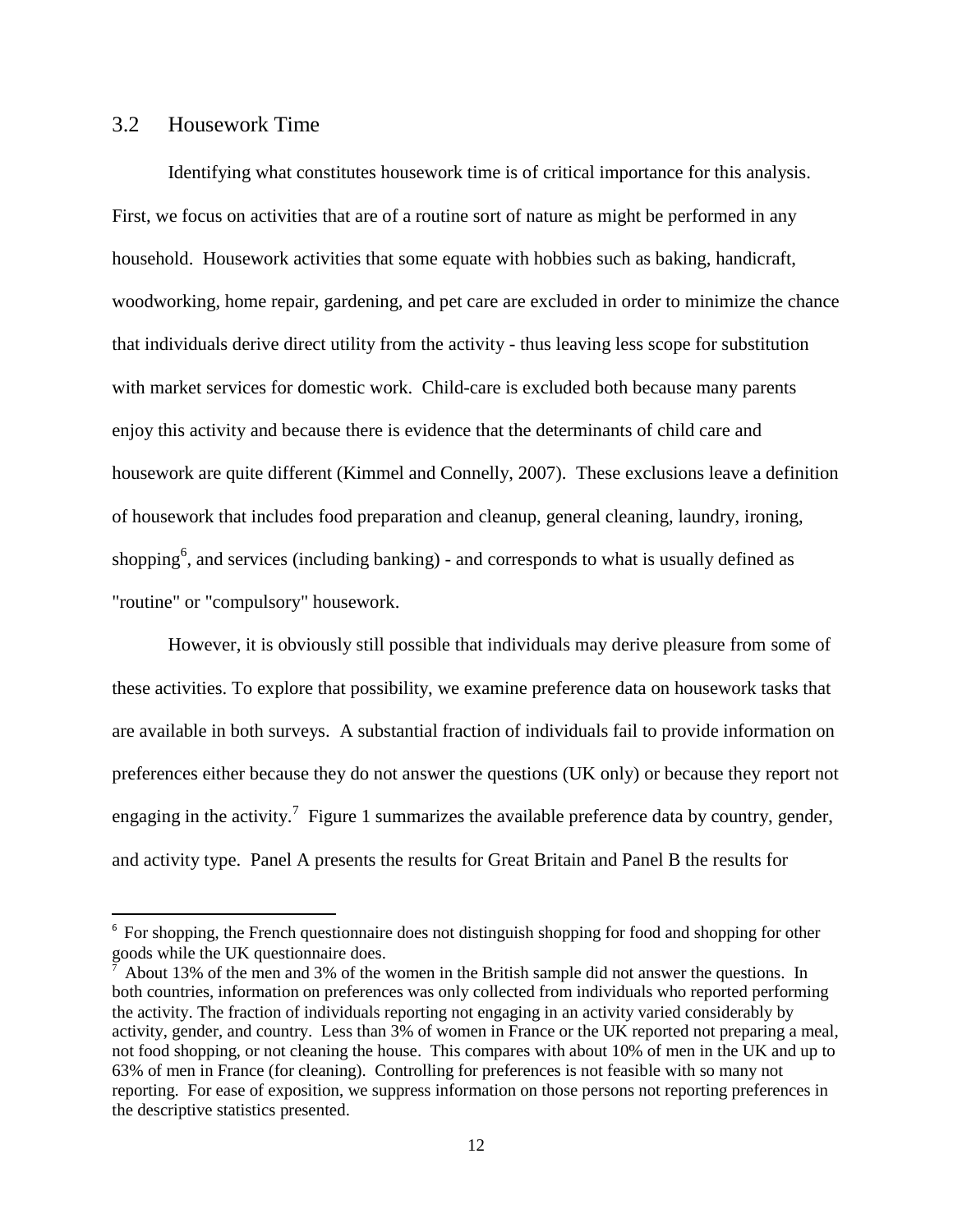## 3.2 Housework Time

Identifying what constitutes housework time is of critical importance for this analysis. First, we focus on activities that are of a routine sort of nature as might be performed in any household. Housework activities that some equate with hobbies such as baking, handicraft, woodworking, home repair, gardening, and pet care are excluded in order to minimize the chance that individuals derive direct utility from the activity - thus leaving less scope for substitution with market services for domestic work. Child-care is excluded both because many parents enjoy this activity and because there is evidence that the determinants of child care and housework are quite different (Kimmel and Connelly, 2007). These exclusions leave a definition of housework that includes food preparation and cleanup, general cleaning, laundry, ironing, shopping[6], and services (including banking) - and corresponds to what is usually defined as "routine" or "compulsory" housework.

However, it is obviously still possible that individuals may derive pleasure from some of these activities. To explore that possibility, we examine preference data on housework tasks that are available in both surveys. A substantial fraction of individuals fail to provide information on preferences either because they do not answer the questions (UK only) or because they report not engaging in the activity.[7] Figure 1 summarizes the available preference data by country, gender, and activity type. Panel A presents the results for Great Britain and Panel B the results for

---

[6] For shopping, the French questionnaire does not distinguish shopping for food and shopping for other goods while the UK questionnaire does.

[7] About 13% of the men and 3% of the women in the British sample did not answer the questions. In both countries, information on preferences was only collected from individuals who reported performing the activity. The fraction of individuals reporting not engaging in an activity varied considerably by activity, gender, and country. Less than 3% of women in France or the UK reported not preparing a meal, not food shopping, or not cleaning the house. This compares with about 10% of men in the UK and up to 63% of men in France (for cleaning). Controlling for preferences is not feasible with so many not reporting. For ease of exposition, we suppress information on those persons not reporting preferences in the descriptive statistics presented.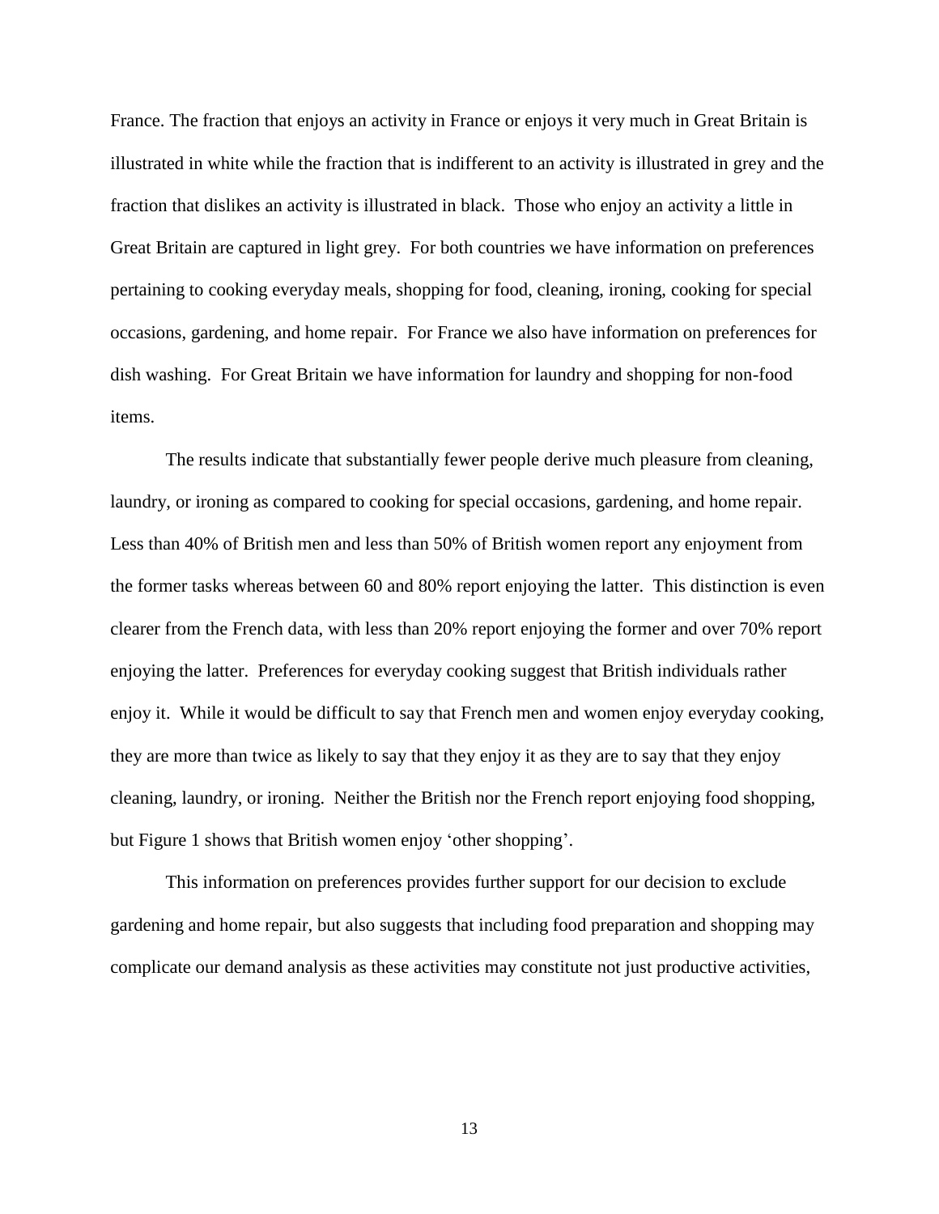France. The fraction that enjoys an activity in France or enjoys it very much in Great Britain is illustrated in white while the fraction that is indifferent to an activity is illustrated in grey and the fraction that dislikes an activity is illustrated in black. Those who enjoy an activity a little in Great Britain are captured in light grey. For both countries we have information on preferences pertaining to cooking everyday meals, shopping for food, cleaning, ironing, cooking for special occasions, gardening, and home repair. For France we also have information on preferences for dish washing. For Great Britain we have information for laundry and shopping for non-food items.

The results indicate that substantially fewer people derive much pleasure from cleaning, laundry, or ironing as compared to cooking for special occasions, gardening, and home repair. Less than 40% of British men and less than 50% of British women report any enjoyment from the former tasks whereas between 60 and 80% report enjoying the latter. This distinction is even clearer from the French data, with less than 20% report enjoying the former and over 70% report enjoying the latter. Preferences for everyday cooking suggest that British individuals rather enjoy it. While it would be difficult to say that French men and women enjoy everyday cooking, they are more than twice as likely to say that they enjoy it as they are to say that they enjoy cleaning, laundry, or ironing. Neither the British nor the French report enjoying food shopping, but Figure 1 shows that British women enjoy 'other shopping'.

This information on preferences provides further support for our decision to exclude gardening and home repair, but also suggests that including food preparation and shopping may complicate our demand analysis as these activities may constitute not just productive activities,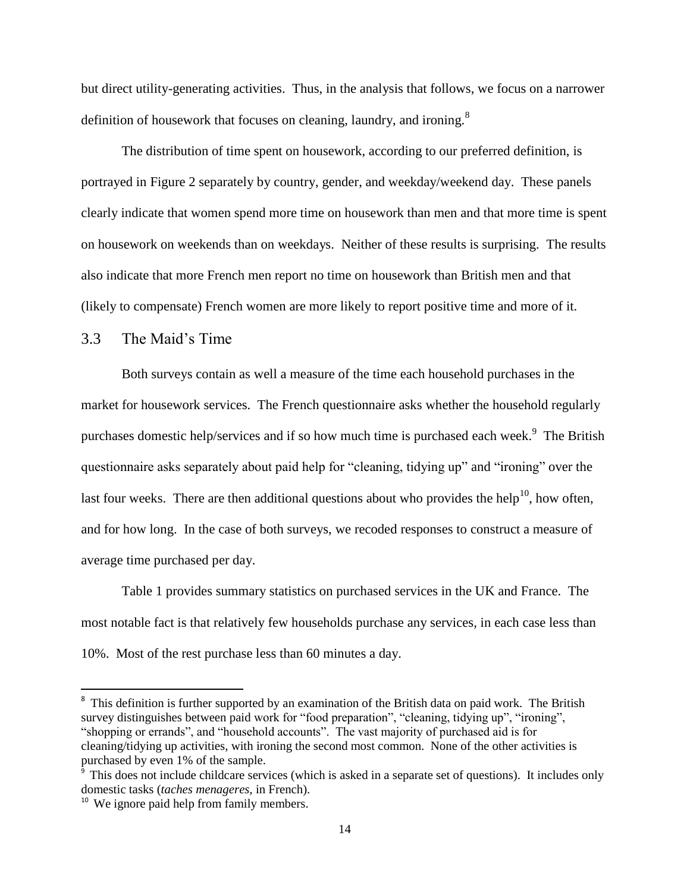but direct utility-generating activities. Thus, in the analysis that follows, we focus on a narrower definition of housework that focuses on cleaning, laundry, and ironing.[8]

The distribution of time spent on housework, according to our preferred definition, is portrayed in Figure 2 separately by country, gender, and weekday/weekend day. These panels clearly indicate that women spend more time on housework than men and that more time is spent on housework on weekends than on weekdays. Neither of these results is surprising. The results also indicate that more French men report no time on housework than British men and that (likely to compensate) French women are more likely to report positive time and more of it.

## 3.3 The Maid's Time

Both surveys contain as well a measure of the time each household purchases in the market for housework services. The French questionnaire asks whether the household regularly purchases domestic help/services and if so how much time is purchased each week.[9] The British questionnaire asks separately about paid help for "cleaning, tidying up" and "ironing" over the last four weeks. There are then additional questions about who provides the help[10], how often, and for how long. In the case of both surveys, we recoded responses to construct a measure of average time purchased per day.

Table 1 provides summary statistics on purchased services in the UK and France. The most notable fact is that relatively few households purchase any services, in each case less than 10%. Most of the rest purchase less than 60 minutes a day.

---

[8] This definition is further supported by an examination of the British data on paid work. The British survey distinguishes between paid work for "food preparation", "cleaning, tidying up", "ironing", "shopping or errands", and "household accounts". The vast majority of purchased aid is for cleaning/tidying up activities, with ironing the second most common. None of the other activities is purchased by even 1% of the sample.

[9] This does not include childcare services (which is asked in a separate set of questions). It includes only domestic tasks (*taches menageres,* in French).

[10] We ignore paid help from family members.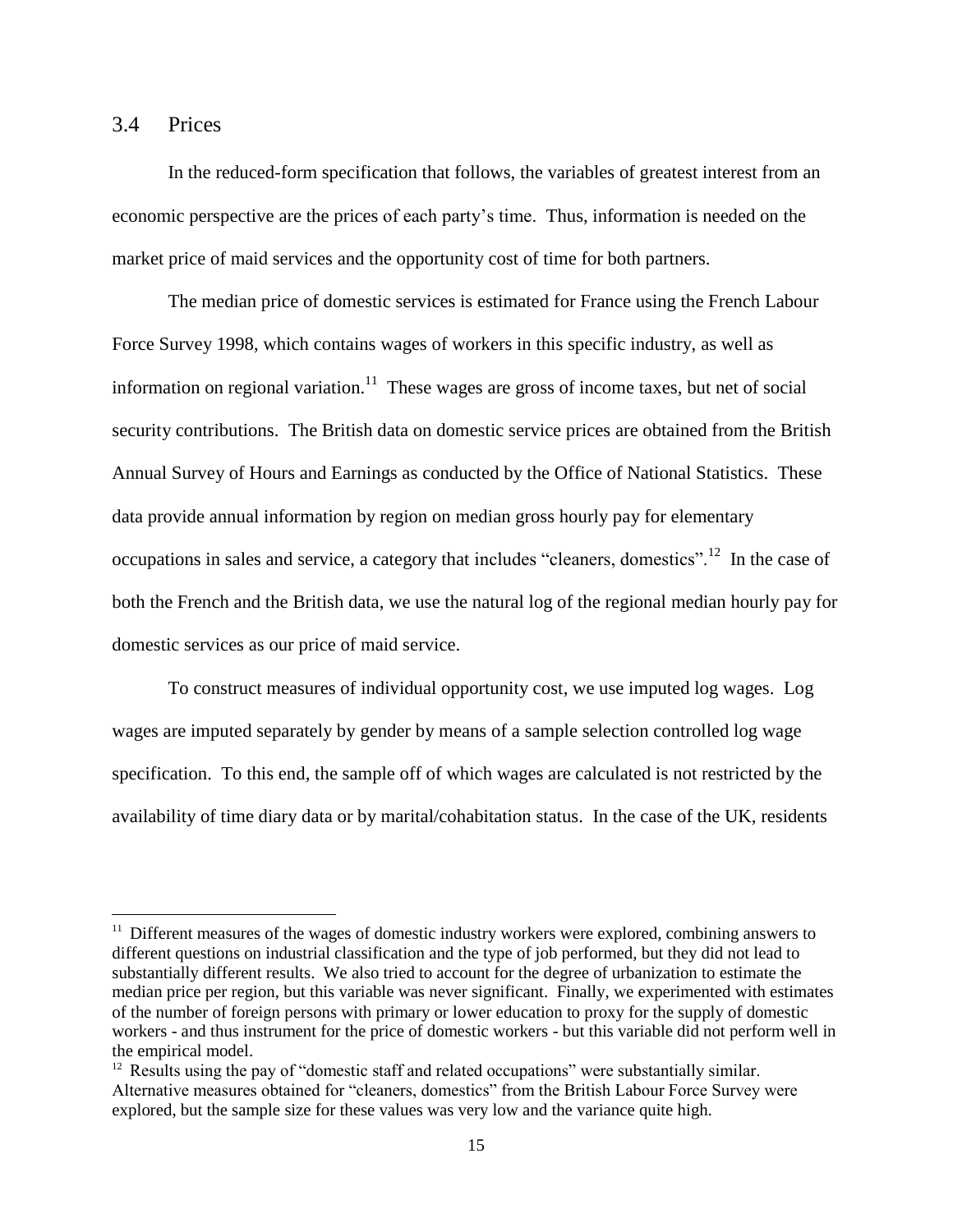## 3.4 Prices

In the reduced-form specification that follows, the variables of greatest interest from an economic perspective are the prices of each party's time. Thus, information is needed on the market price of maid services and the opportunity cost of time for both partners.

The median price of domestic services is estimated for France using the French Labour Force Survey 1998, which contains wages of workers in this specific industry, as well as information on regional variation.[11] These wages are gross of income taxes, but net of social security contributions. The British data on domestic service prices are obtained from the British Annual Survey of Hours and Earnings as conducted by the Office of National Statistics. These data provide annual information by region on median gross hourly pay for elementary occupations in sales and service, a category that includes "cleaners, domestics".[12] In the case of both the French and the British data, we use the natural log of the regional median hourly pay for domestic services as our price of maid service.

To construct measures of individual opportunity cost, we use imputed log wages. Log wages are imputed separately by gender by means of a sample selection controlled log wage specification. To this end, the sample off of which wages are calculated is not restricted by the availability of time diary data or by marital/cohabitation status. In the case of the UK, residents

---

[11] Different measures of the wages of domestic industry workers were explored, combining answers to different questions on industrial classification and the type of job performed, but they did not lead to substantially different results. We also tried to account for the degree of urbanization to estimate the median price per region, but this variable was never significant. Finally, we experimented with estimates of the number of foreign persons with primary or lower education to proxy for the supply of domestic workers - and thus instrument for the price of domestic workers - but this variable did not perform well in the empirical model.

[12] Results using the pay of "domestic staff and related occupations" were substantially similar. Alternative measures obtained for "cleaners, domestics" from the British Labour Force Survey were explored, but the sample size for these values was very low and the variance quite high.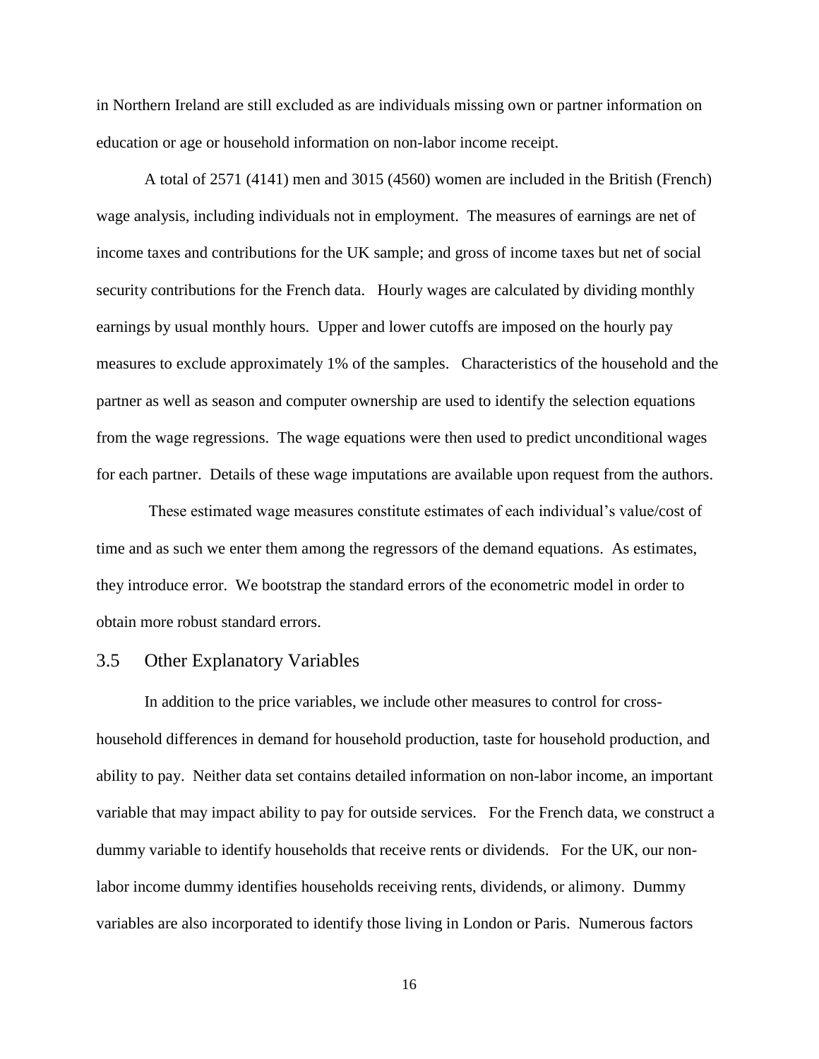in Northern Ireland are still excluded as are individuals missing own or partner information on education or age or household information on non-labor income receipt.

A total of 2571 (4141) men and 3015 (4560) women are included in the British (French) wage analysis, including individuals not in employment. The measures of earnings are net of income taxes and contributions for the UK sample; and gross of income taxes but net of social security contributions for the French data. Hourly wages are calculated by dividing monthly earnings by usual monthly hours. Upper and lower cutoffs are imposed on the hourly pay measures to exclude approximately 1% of the samples. Characteristics of the household and the partner as well as season and computer ownership are used to identify the selection equations from the wage regressions. The wage equations were then used to predict unconditional wages for each partner. Details of these wage imputations are available upon request from the authors.

These estimated wage measures constitute estimates of each individual's value/cost of time and as such we enter them among the regressors of the demand equations. As estimates, they introduce error. We bootstrap the standard errors of the econometric model in order to obtain more robust standard errors.

### 3.5 Other Explanatory Variables

In addition to the price variables, we include other measures to control for cross-household differences in demand for household production, taste for household production, and ability to pay. Neither data set contains detailed information on non-labor income, an important variable that may impact ability to pay for outside services. For the French data, we construct a dummy variable to identify households that receive rents or dividends. For the UK, our non-labor income dummy identifies households receiving rents, dividends, or alimony. Dummy variables are also incorporated to identify those living in London or Paris. Numerous factors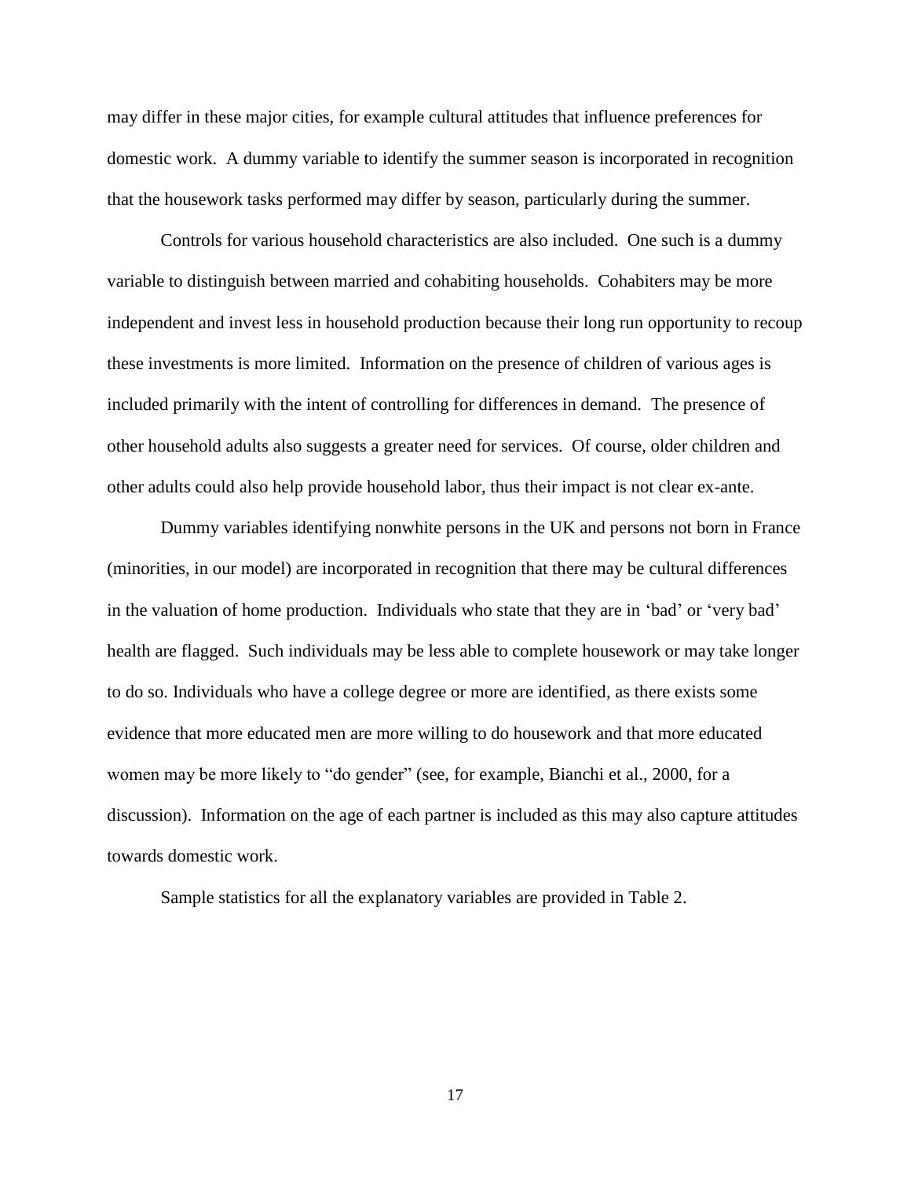may differ in these major cities, for example cultural attitudes that influence preferences for domestic work. A dummy variable to identify the summer season is incorporated in recognition that the housework tasks performed may differ by season, particularly during the summer.

Controls for various household characteristics are also included. One such is a dummy variable to distinguish between married and cohabiting households. Cohabiters may be more independent and invest less in household production because their long run opportunity to recoup these investments is more limited. Information on the presence of children of various ages is included primarily with the intent of controlling for differences in demand. The presence of other household adults also suggests a greater need for services. Of course, older children and other adults could also help provide household labor, thus their impact is not clear ex-ante.

Dummy variables identifying nonwhite persons in the UK and persons not born in France (minorities, in our model) are incorporated in recognition that there may be cultural differences in the valuation of home production. Individuals who state that they are in 'bad' or 'very bad' health are flagged. Such individuals may be less able to complete housework or may take longer to do so. Individuals who have a college degree or more are identified, as there exists some evidence that more educated men are more willing to do housework and that more educated women may be more likely to "do gender" (see, for example, Bianchi et al., 2000, for a discussion). Information on the age of each partner is included as this may also capture attitudes towards domestic work.

Sample statistics for all the explanatory variables are provided in Table 2.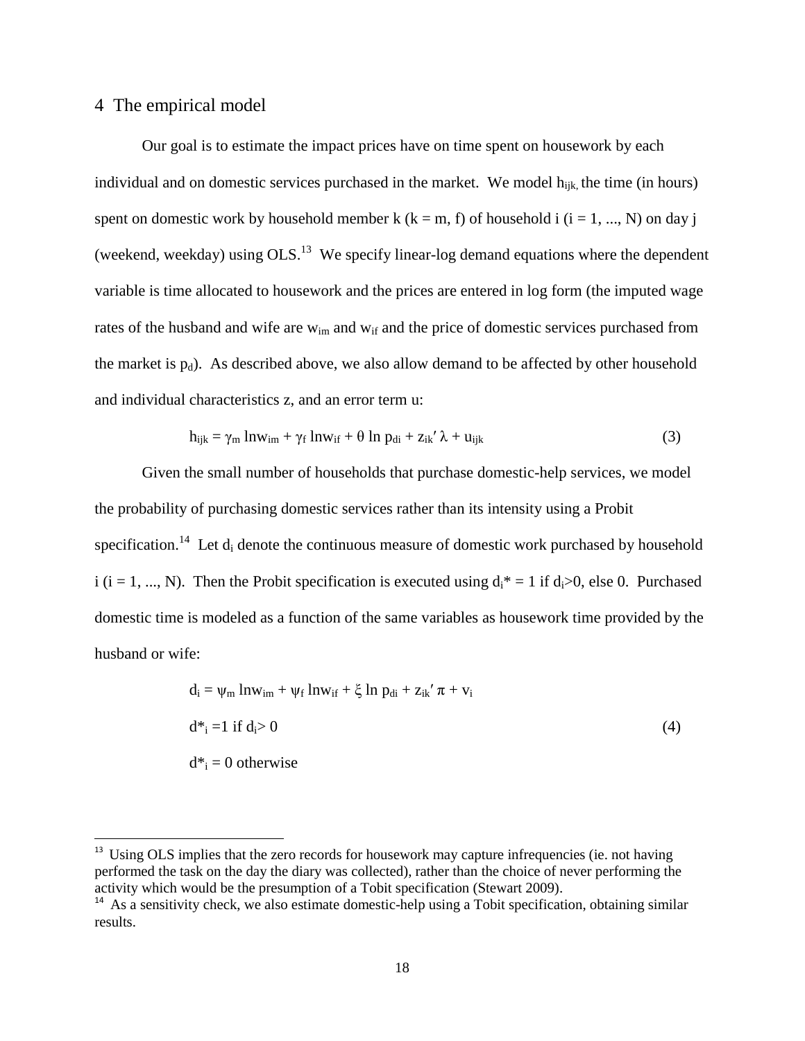## 4 The empirical model

Our goal is to estimate the impact prices have on time spent on housework by each individual and on domestic services purchased in the market. We model $h_{ijk}$, the time (in hours) spent on domestic work by household member k (k = m, f) of household i (i = 1, ..., N) on day j (weekend, weekday) using OLS.[13] We specify linear-log demand equations where the dependent variable is time allocated to housework and the prices are entered in log form (the imputed wage rates of the husband and wife are $w_{im}$ and $w_{if}$ and the price of domestic services purchased from the market is $p_d$). As described above, we also allow demand to be affected by other household and individual characteristics z, and an error term u:

$$h_{ijk} = \gamma_m \ln w_{im} + \gamma_f \ln w_{if} + \theta \ln p_{di} + z_{ik}' \lambda + u_{ijk} \tag{3}$$

Given the small number of households that purchase domestic-help services, we model the probability of purchasing domestic services rather than its intensity using a Probit specification.[14] Let $d_i$ denote the continuous measure of domestic work purchased by household i (i = 1, ..., N). Then the Probit specification is executed using $d_i^* = 1$ if $d_i > 0$, else 0. Purchased domestic time is modeled as a function of the same variables as housework time provided by the husband or wife:

$$\begin{aligned} d_i &= \psi_m \ln w_{im} + \psi_f \ln w_{if} + \xi \ln p_{di} + z_{ik}' \pi + v_i \\ d^*_i &= 1 \text{ if } d_i > 0 \\ d^*_i &= 0 \text{ otherwise} \end{aligned} \tag{4}$$

---

[13] Using OLS implies that the zero records for housework may capture infrequencies (ie. not having performed the task on the day the diary was collected), rather than the choice of never performing the activity which would be the presumption of a Tobit specification (Stewart 2009).

[14] As a sensitivity check, we also estimate domestic-help using a Tobit specification, obtaining similar results.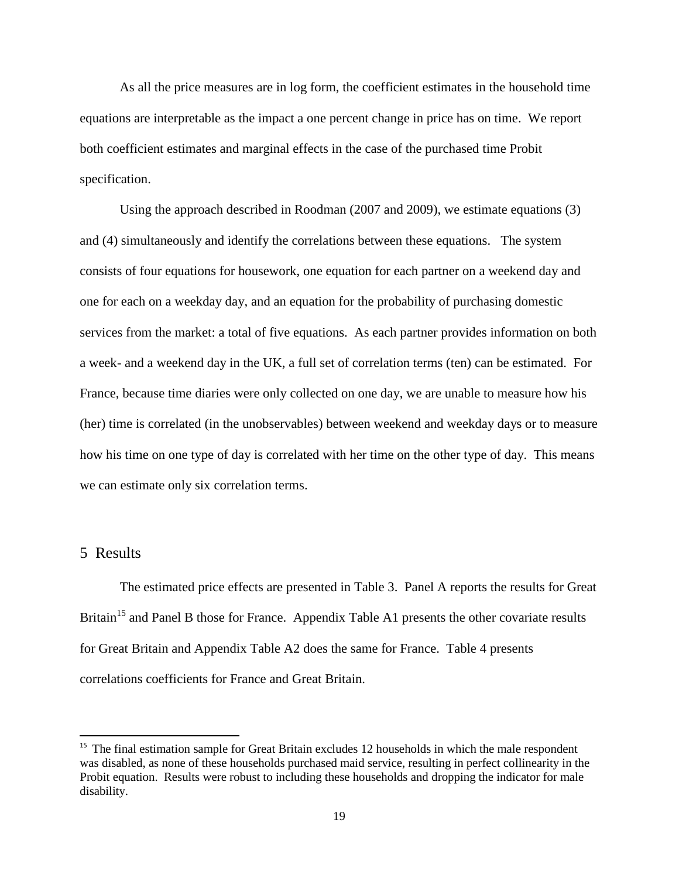As all the price measures are in log form, the coefficient estimates in the household time equations are interpretable as the impact a one percent change in price has on time. We report both coefficient estimates and marginal effects in the case of the purchased time Probit specification.

Using the approach described in Roodman (2007 and 2009), we estimate equations (3) and (4) simultaneously and identify the correlations between these equations. The system consists of four equations for housework, one equation for each partner on a weekend day and one for each on a weekday day, and an equation for the probability of purchasing domestic services from the market: a total of five equations. As each partner provides information on both a week- and a weekend day in the UK, a full set of correlation terms (ten) can be estimated. For France, because time diaries were only collected on one day, we are unable to measure how his (her) time is correlated (in the unobservables) between weekend and weekday days or to measure how his time on one type of day is correlated with her time on the other type of day. This means we can estimate only six correlation terms.

## 5 Results

The estimated price effects are presented in Table 3. Panel A reports the results for Great Britain[15] and Panel B those for France. Appendix Table A1 presents the other covariate results for Great Britain and Appendix Table A2 does the same for France. Table 4 presents correlations coefficients for France and Great Britain.

[15] The final estimation sample for Great Britain excludes 12 households in which the male respondent was disabled, as none of these households purchased maid service, resulting in perfect collinearity in the Probit equation. Results were robust to including these households and dropping the indicator for male disability.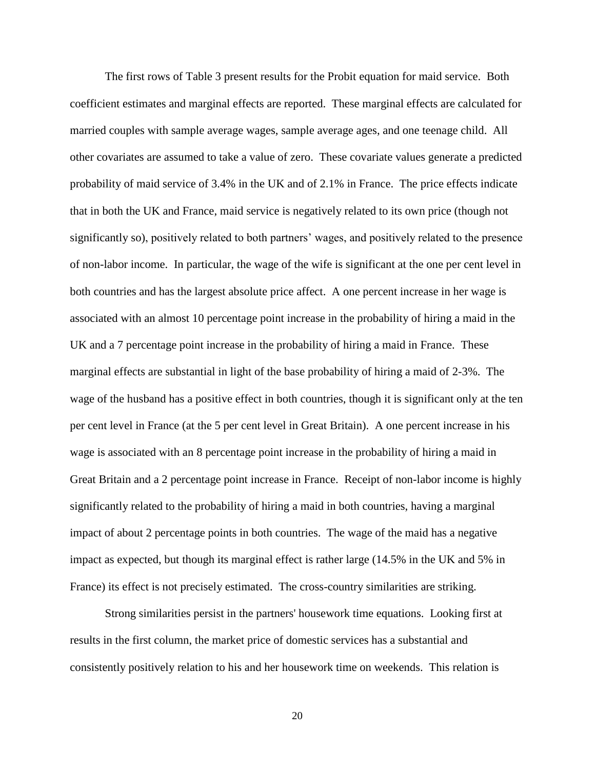The first rows of Table 3 present results for the Probit equation for maid service. Both coefficient estimates and marginal effects are reported. These marginal effects are calculated for married couples with sample average wages, sample average ages, and one teenage child. All other covariates are assumed to take a value of zero. These covariate values generate a predicted probability of maid service of 3.4% in the UK and of 2.1% in France. The price effects indicate that in both the UK and France, maid service is negatively related to its own price (though not significantly so), positively related to both partners' wages, and positively related to the presence of non-labor income. In particular, the wage of the wife is significant at the one per cent level in both countries and has the largest absolute price affect. A one percent increase in her wage is associated with an almost 10 percentage point increase in the probability of hiring a maid in the UK and a 7 percentage point increase in the probability of hiring a maid in France. These marginal effects are substantial in light of the base probability of hiring a maid of 2-3%. The wage of the husband has a positive effect in both countries, though it is significant only at the ten per cent level in France (at the 5 per cent level in Great Britain). A one percent increase in his wage is associated with an 8 percentage point increase in the probability of hiring a maid in Great Britain and a 2 percentage point increase in France. Receipt of non-labor income is highly significantly related to the probability of hiring a maid in both countries, having a marginal impact of about 2 percentage points in both countries. The wage of the maid has a negative impact as expected, but though its marginal effect is rather large (14.5% in the UK and 5% in France) its effect is not precisely estimated. The cross-country similarities are striking.

Strong similarities persist in the partners' housework time equations. Looking first at results in the first column, the market price of domestic services has a substantial and consistently positively relation to his and her housework time on weekends. This relation is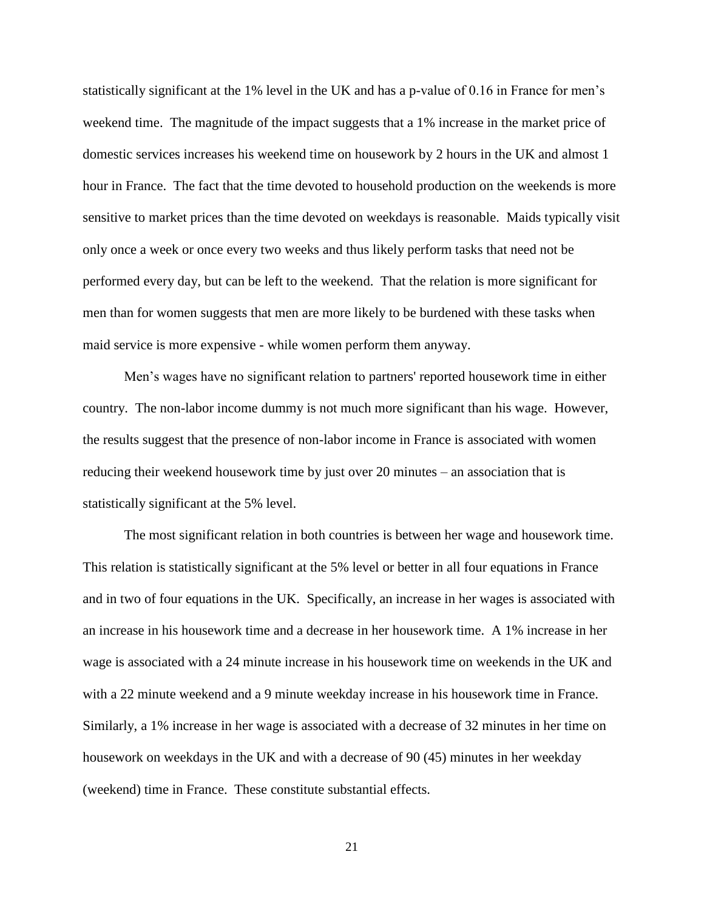statistically significant at the 1% level in the UK and has a p-value of 0.16 in France for men's weekend time. The magnitude of the impact suggests that a 1% increase in the market price of domestic services increases his weekend time on housework by 2 hours in the UK and almost 1 hour in France. The fact that the time devoted to household production on the weekends is more sensitive to market prices than the time devoted on weekdays is reasonable. Maids typically visit only once a week or once every two weeks and thus likely perform tasks that need not be performed every day, but can be left to the weekend. That the relation is more significant for men than for women suggests that men are more likely to be burdened with these tasks when maid service is more expensive - while women perform them anyway.

Men's wages have no significant relation to partners' reported housework time in either country. The non-labor income dummy is not much more significant than his wage. However, the results suggest that the presence of non-labor income in France is associated with women reducing their weekend housework time by just over 20 minutes – an association that is statistically significant at the 5% level.

The most significant relation in both countries is between her wage and housework time. This relation is statistically significant at the 5% level or better in all four equations in France and in two of four equations in the UK. Specifically, an increase in her wages is associated with an increase in his housework time and a decrease in her housework time. A 1% increase in her wage is associated with a 24 minute increase in his housework time on weekends in the UK and with a 22 minute weekend and a 9 minute weekday increase in his housework time in France. Similarly, a 1% increase in her wage is associated with a decrease of 32 minutes in her time on housework on weekdays in the UK and with a decrease of 90 (45) minutes in her weekday (weekend) time in France. These constitute substantial effects.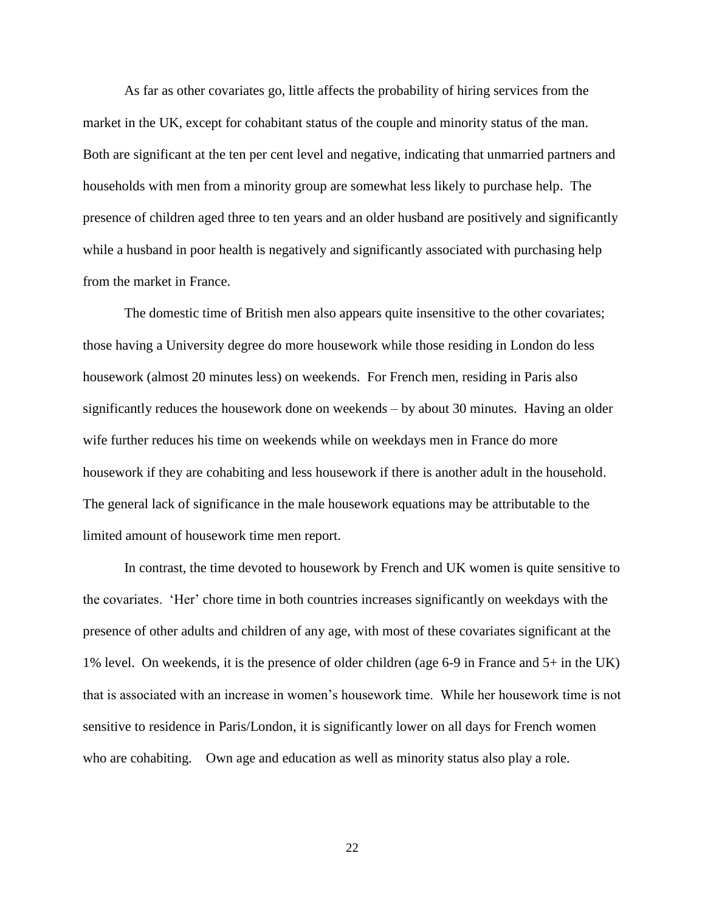As far as other covariates go, little affects the probability of hiring services from the market in the UK, except for cohabitant status of the couple and minority status of the man. Both are significant at the ten per cent level and negative, indicating that unmarried partners and households with men from a minority group are somewhat less likely to purchase help. The presence of children aged three to ten years and an older husband are positively and significantly while a husband in poor health is negatively and significantly associated with purchasing help from the market in France.

The domestic time of British men also appears quite insensitive to the other covariates; those having a University degree do more housework while those residing in London do less housework (almost 20 minutes less) on weekends. For French men, residing in Paris also significantly reduces the housework done on weekends – by about 30 minutes. Having an older wife further reduces his time on weekends while on weekdays men in France do more housework if they are cohabiting and less housework if there is another adult in the household. The general lack of significance in the male housework equations may be attributable to the limited amount of housework time men report.

In contrast, the time devoted to housework by French and UK women is quite sensitive to the covariates. 'Her' chore time in both countries increases significantly on weekdays with the presence of other adults and children of any age, with most of these covariates significant at the 1% level. On weekends, it is the presence of older children (age 6-9 in France and 5+ in the UK) that is associated with an increase in women's housework time. While her housework time is not sensitive to residence in Paris/London, it is significantly lower on all days for French women who are cohabiting. Own age and education as well as minority status also play a role.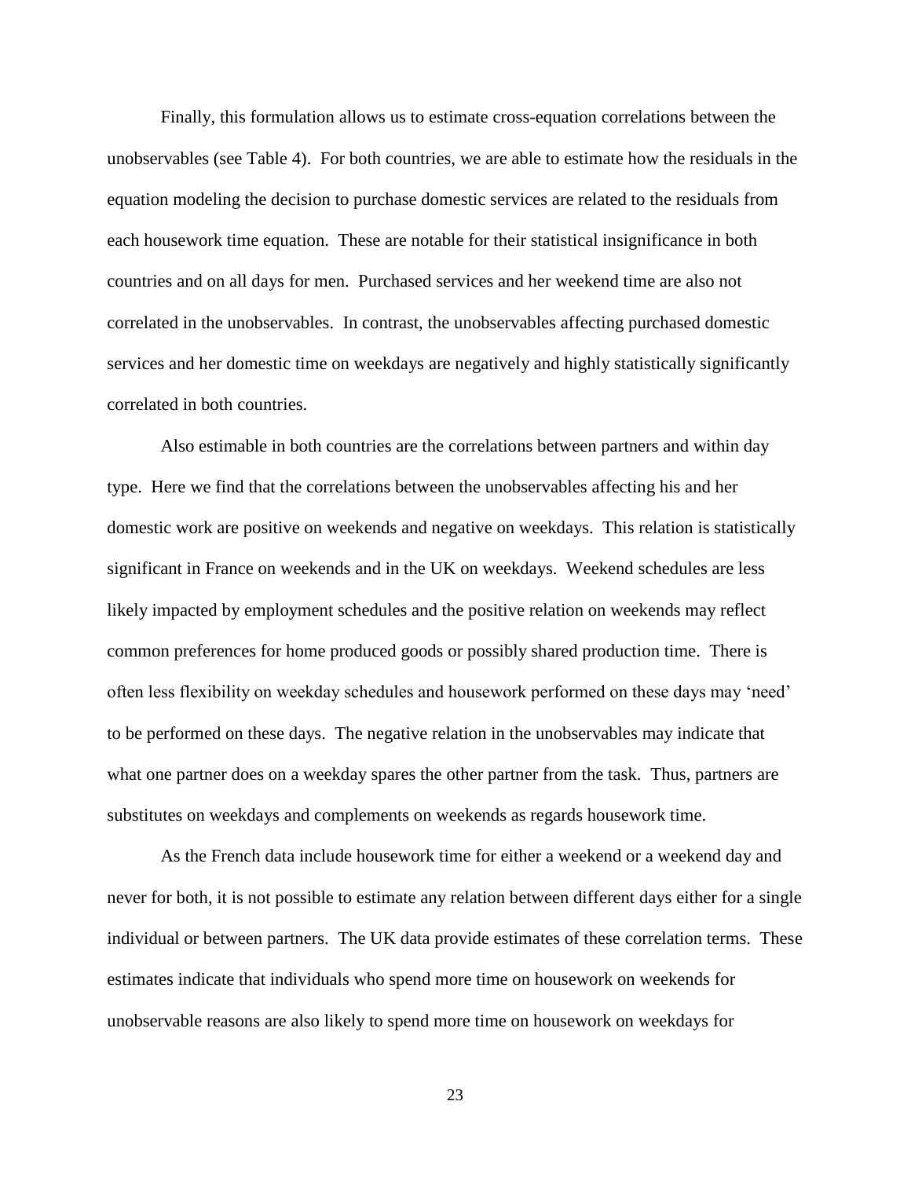Finally, this formulation allows us to estimate cross-equation correlations between the unobservables (see Table 4). For both countries, we are able to estimate how the residuals in the equation modeling the decision to purchase domestic services are related to the residuals from each housework time equation. These are notable for their statistical insignificance in both countries and on all days for men. Purchased services and her weekend time are also not correlated in the unobservables. In contrast, the unobservables affecting purchased domestic services and her domestic time on weekdays are negatively and highly statistically significantly correlated in both countries.

Also estimable in both countries are the correlations between partners and within day type. Here we find that the correlations between the unobservables affecting his and her domestic work are positive on weekends and negative on weekdays. This relation is statistically significant in France on weekends and in the UK on weekdays. Weekend schedules are less likely impacted by employment schedules and the positive relation on weekends may reflect common preferences for home produced goods or possibly shared production time. There is often less flexibility on weekday schedules and housework performed on these days may 'need' to be performed on these days. The negative relation in the unobservables may indicate that what one partner does on a weekday spares the other partner from the task. Thus, partners are substitutes on weekdays and complements on weekends as regards housework time.

As the French data include housework time for either a weekend or a weekend day and never for both, it is not possible to estimate any relation between different days either for a single individual or between partners. The UK data provide estimates of these correlation terms. These estimates indicate that individuals who spend more time on housework on weekends for unobservable reasons are also likely to spend more time on housework on weekdays for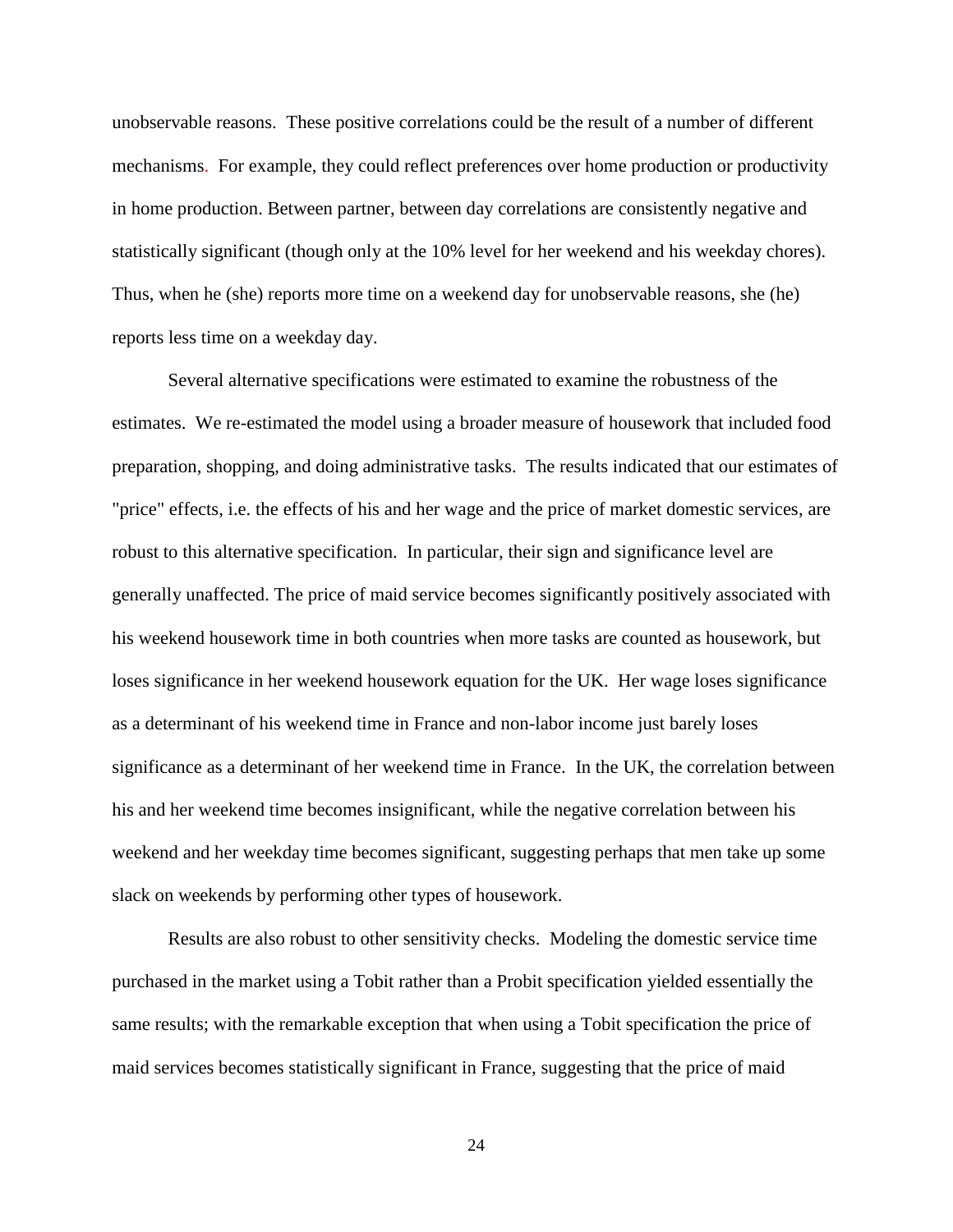unobservable reasons. These positive correlations could be the result of a number of different mechanisms. For example, they could reflect preferences over home production or productivity in home production. Between partner, between day correlations are consistently negative and statistically significant (though only at the 10% level for her weekend and his weekday chores). Thus, when he (she) reports more time on a weekend day for unobservable reasons, she (he) reports less time on a weekday day.

Several alternative specifications were estimated to examine the robustness of the estimates. We re-estimated the model using a broader measure of housework that included food preparation, shopping, and doing administrative tasks. The results indicated that our estimates of "price" effects, i.e. the effects of his and her wage and the price of market domestic services, are robust to this alternative specification. In particular, their sign and significance level are generally unaffected. The price of maid service becomes significantly positively associated with his weekend housework time in both countries when more tasks are counted as housework, but loses significance in her weekend housework equation for the UK. Her wage loses significance as a determinant of his weekend time in France and non-labor income just barely loses significance as a determinant of her weekend time in France. In the UK, the correlation between his and her weekend time becomes insignificant, while the negative correlation between his weekend and her weekday time becomes significant, suggesting perhaps that men take up some slack on weekends by performing other types of housework.

Results are also robust to other sensitivity checks. Modeling the domestic service time purchased in the market using a Tobit rather than a Probit specification yielded essentially the same results; with the remarkable exception that when using a Tobit specification the price of maid services becomes statistically significant in France, suggesting that the price of maid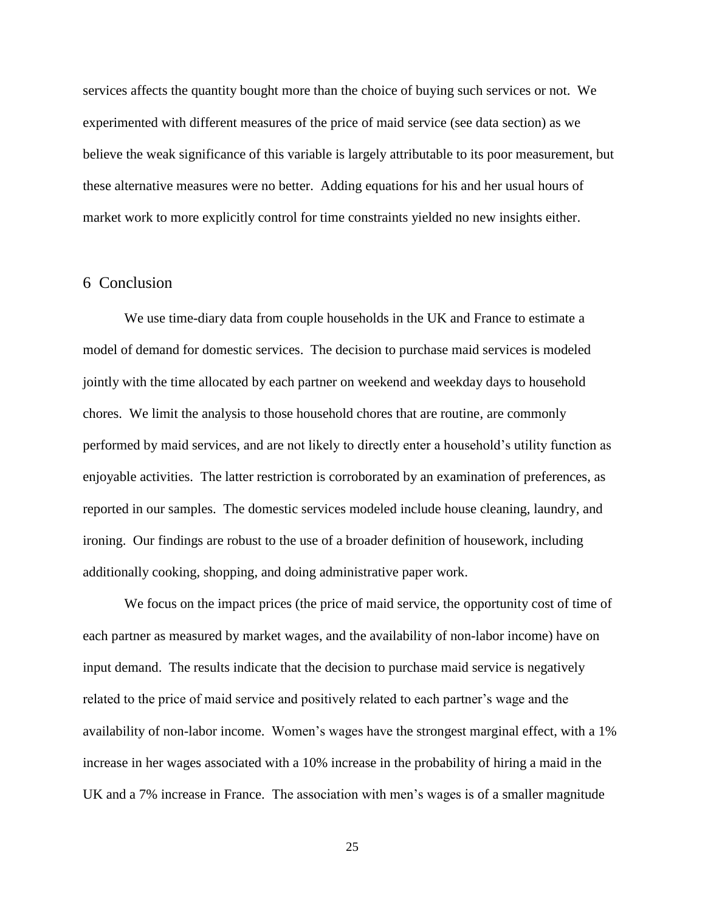services affects the quantity bought more than the choice of buying such services or not. We experimented with different measures of the price of maid service (see data section) as we believe the weak significance of this variable is largely attributable to its poor measurement, but these alternative measures were no better. Adding equations for his and her usual hours of market work to more explicitly control for time constraints yielded no new insights either.

## 6 Conclusion

We use time-diary data from couple households in the UK and France to estimate a model of demand for domestic services. The decision to purchase maid services is modeled jointly with the time allocated by each partner on weekend and weekday days to household chores. We limit the analysis to those household chores that are routine, are commonly performed by maid services, and are not likely to directly enter a household's utility function as enjoyable activities. The latter restriction is corroborated by an examination of preferences, as reported in our samples. The domestic services modeled include house cleaning, laundry, and ironing. Our findings are robust to the use of a broader definition of housework, including additionally cooking, shopping, and doing administrative paper work.

We focus on the impact prices (the price of maid service, the opportunity cost of time of each partner as measured by market wages, and the availability of non-labor income) have on input demand. The results indicate that the decision to purchase maid service is negatively related to the price of maid service and positively related to each partner's wage and the availability of non-labor income. Women's wages have the strongest marginal effect, with a 1% increase in her wages associated with a 10% increase in the probability of hiring a maid in the UK and a 7% increase in France. The association with men's wages is of a smaller magnitude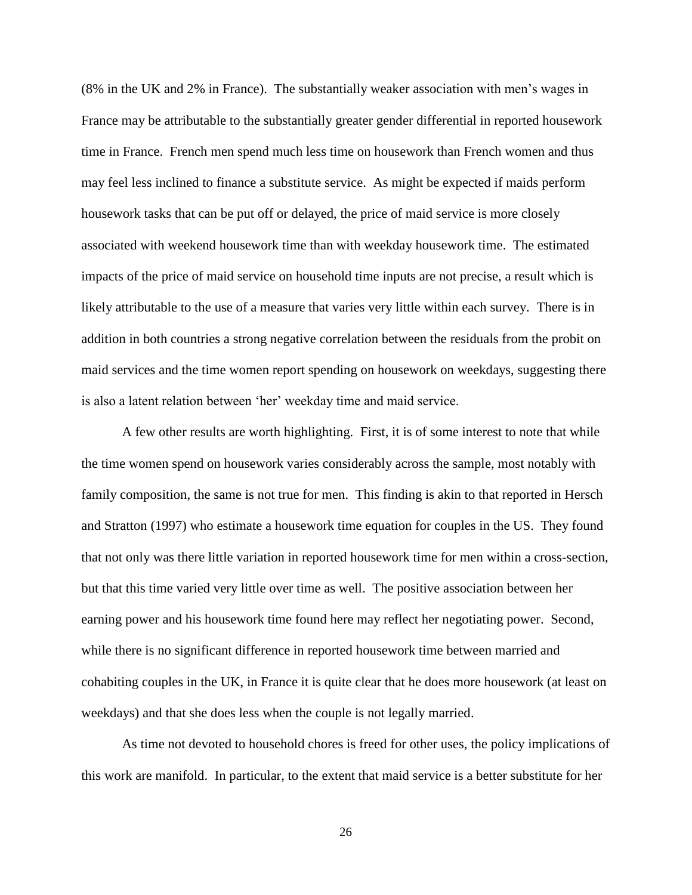(8% in the UK and 2% in France). The substantially weaker association with men's wages in France may be attributable to the substantially greater gender differential in reported housework time in France. French men spend much less time on housework than French women and thus may feel less inclined to finance a substitute service. As might be expected if maids perform housework tasks that can be put off or delayed, the price of maid service is more closely associated with weekend housework time than with weekday housework time. The estimated impacts of the price of maid service on household time inputs are not precise, a result which is likely attributable to the use of a measure that varies very little within each survey. There is in addition in both countries a strong negative correlation between the residuals from the probit on maid services and the time women report spending on housework on weekdays, suggesting there is also a latent relation between 'her' weekday time and maid service.

A few other results are worth highlighting. First, it is of some interest to note that while the time women spend on housework varies considerably across the sample, most notably with family composition, the same is not true for men. This finding is akin to that reported in Hersch and Stratton (1997) who estimate a housework time equation for couples in the US. They found that not only was there little variation in reported housework time for men within a cross-section, but that this time varied very little over time as well. The positive association between her earning power and his housework time found here may reflect her negotiating power. Second, while there is no significant difference in reported housework time between married and cohabiting couples in the UK, in France it is quite clear that he does more housework (at least on weekdays) and that she does less when the couple is not legally married.

As time not devoted to household chores is freed for other uses, the policy implications of this work are manifold. In particular, to the extent that maid service is a better substitute for her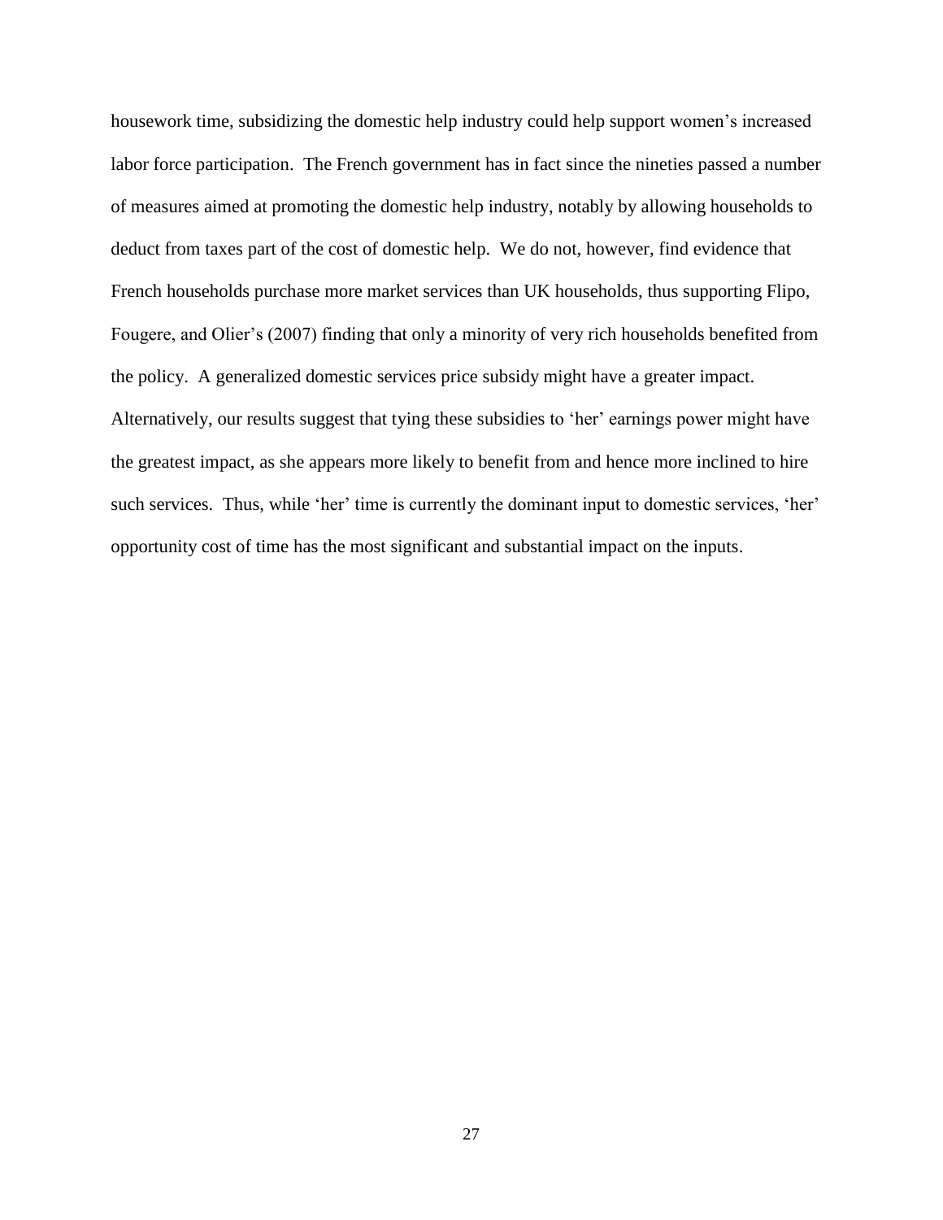housework time, subsidizing the domestic help industry could help support women's increased labor force participation. The French government has in fact since the nineties passed a number of measures aimed at promoting the domestic help industry, notably by allowing households to deduct from taxes part of the cost of domestic help. We do not, however, find evidence that French households purchase more market services than UK households, thus supporting Flipo, Fougere, and Olier's (2007) finding that only a minority of very rich households benefited from the policy. A generalized domestic services price subsidy might have a greater impact. Alternatively, our results suggest that tying these subsidies to 'her' earnings power might have the greatest impact, as she appears more likely to benefit from and hence more inclined to hire such services. Thus, while 'her' time is currently the dominant input to domestic services, 'her' opportunity cost of time has the most significant and substantial impact on the inputs.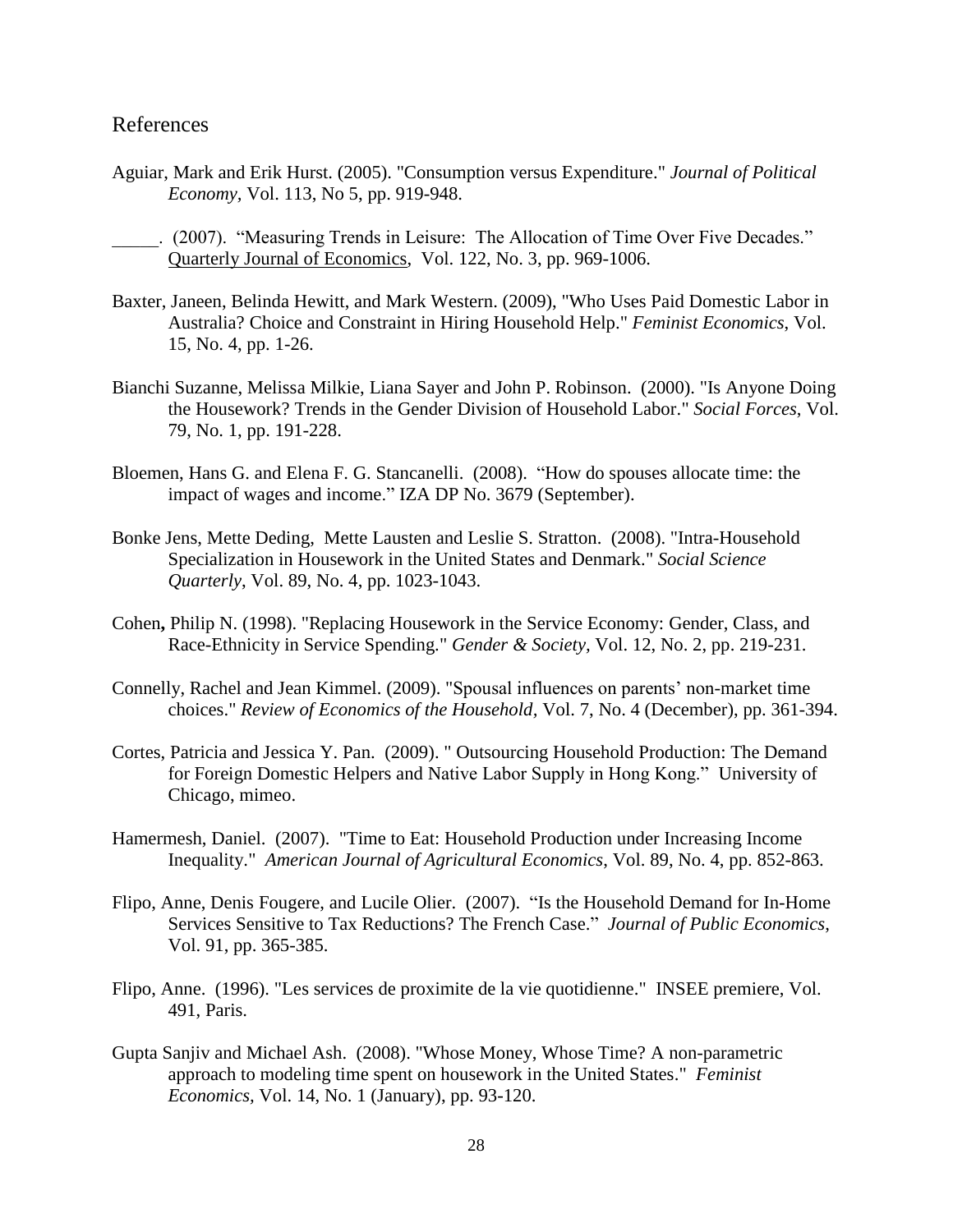# References

Aguiar, Mark and Erik Hurst. (2005). "Consumption versus Expenditure." *Journal of Political Economy,* Vol. 113, No 5, pp. 919-948.

_____. (2007). "Measuring Trends in Leisure: The Allocation of Time Over Five Decades." Quarterly Journal of Economics, Vol. 122, No. 3, pp. 969-1006.

Baxter, Janeen, Belinda Hewitt, and Mark Western. (2009), "Who Uses Paid Domestic Labor in Australia? Choice and Constraint in Hiring Household Help." *Feminist Economics*, Vol. 15, No. 4, pp. 1-26.

Bianchi Suzanne, Melissa Milkie, Liana Sayer and John P. Robinson. (2000). "Is Anyone Doing the Housework? Trends in the Gender Division of Household Labor." *Social Forces*, Vol. 79, No. 1, pp. 191-228.

Bloemen, Hans G. and Elena F. G. Stancanelli. (2008). "How do spouses allocate time: the impact of wages and income." IZA DP No. 3679 (September).

Bonke Jens, Mette Deding, Mette Lausten and Leslie S. Stratton. (2008). "Intra-Household Specialization in Housework in the United States and Denmark." *Social Science Quarterly*, Vol. 89, No. 4, pp. 1023-1043.

Cohen**,** Philip N. (1998). "Replacing Housework in the Service Economy: Gender, Class, and Race-Ethnicity in Service Spending." *Gender & Society,* Vol. 12, No. 2, pp. 219-231.

Connelly, Rachel and Jean Kimmel. (2009). "Spousal influences on parents' non-market time choices." *Review of Economics of the Household*, Vol. 7, No. 4 (December), pp. 361-394.

Cortes, Patricia and Jessica Y. Pan. (2009). " Outsourcing Household Production: The Demand for Foreign Domestic Helpers and Native Labor Supply in Hong Kong." University of Chicago, mimeo.

Hamermesh, Daniel. (2007). "Time to Eat: Household Production under Increasing Income Inequality." *American Journal of Agricultural Economics*, Vol. 89, No. 4, pp. 852-863.

Flipo, Anne, Denis Fougere, and Lucile Olier. (2007). "Is the Household Demand for In-Home Services Sensitive to Tax Reductions? The French Case." *Journal of Public Economics*, Vol. 91, pp. 365-385.

Flipo, Anne. (1996). "Les services de proximite de la vie quotidienne." INSEE premiere, Vol. 491, Paris.

Gupta Sanjiv and Michael Ash. (2008). "Whose Money, Whose Time? A non-parametric approach to modeling time spent on housework in the United States." *Feminist Economics,* Vol. 14, No. 1 (January), pp. 93-120.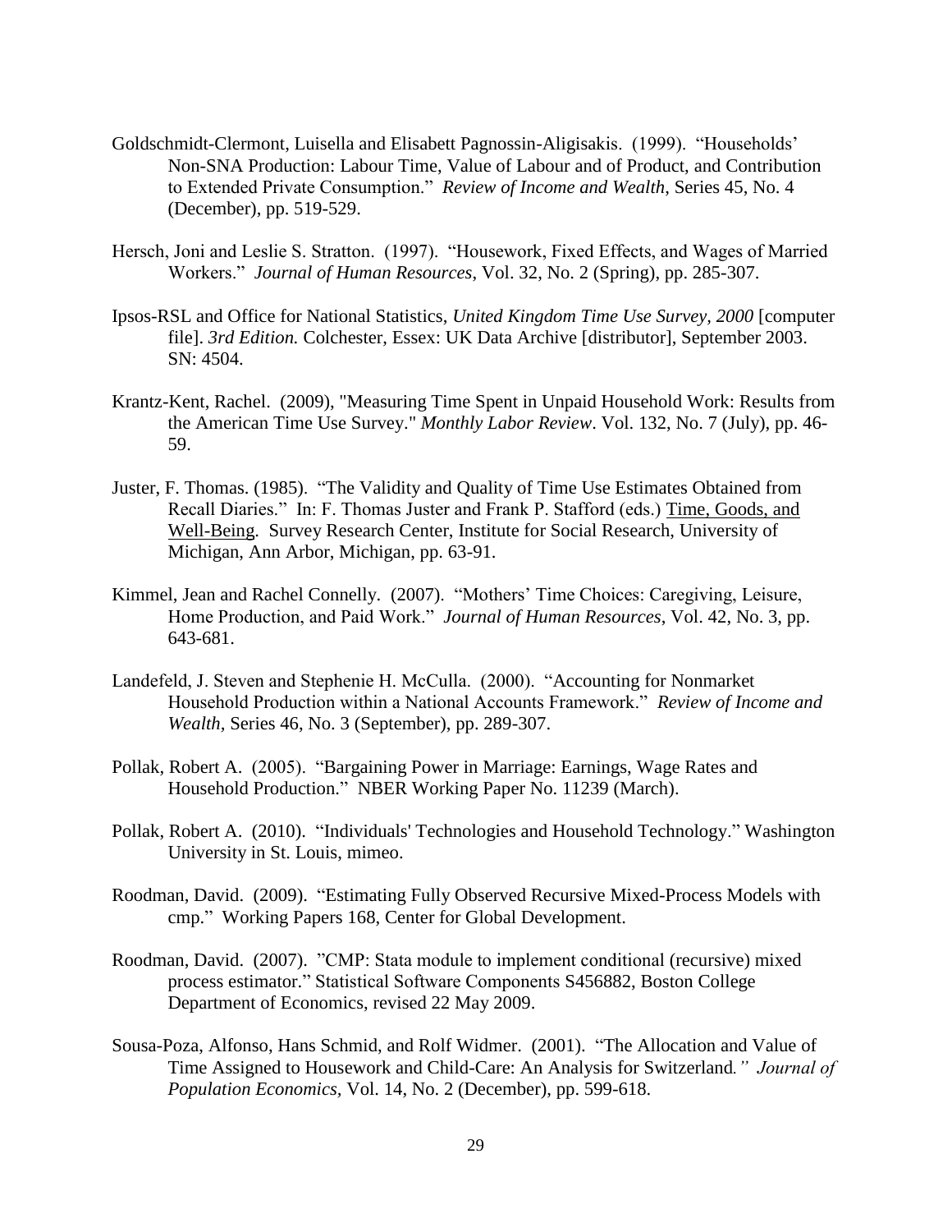Goldschmidt-Clermont, Luisella and Elisabett Pagnossin-Aligisakis. (1999). "Households' Non-SNA Production: Labour Time, Value of Labour and of Product, and Contribution to Extended Private Consumption." *Review of Income and Wealth*, Series 45, No. 4 (December), pp. 519-529.

Hersch, Joni and Leslie S. Stratton. (1997). "Housework, Fixed Effects, and Wages of Married Workers." *Journal of Human Resources*, Vol. 32, No. 2 (Spring), pp. 285-307.

Ipsos-RSL and Office for National Statistics, *United Kingdom Time Use Survey, 2000* [computer file]. *3rd Edition.* Colchester, Essex: UK Data Archive [distributor], September 2003. SN: 4504.

Krantz-Kent, Rachel. (2009), "Measuring Time Spent in Unpaid Household Work: Results from the American Time Use Survey." *Monthly Labor Review*. Vol. 132, No. 7 (July), pp. 46-59.

Juster, F. Thomas. (1985). "The Validity and Quality of Time Use Estimates Obtained from Recall Diaries." In: F. Thomas Juster and Frank P. Stafford (eds.) Time, Goods, and Well-Being. Survey Research Center, Institute for Social Research, University of Michigan, Ann Arbor, Michigan, pp. 63-91.

Kimmel, Jean and Rachel Connelly. (2007). "Mothers' Time Choices: Caregiving, Leisure, Home Production, and Paid Work." *Journal of Human Resources*, Vol. 42, No. 3, pp. 643-681.

Landefeld, J. Steven and Stephenie H. McCulla. (2000). "Accounting for Nonmarket Household Production within a National Accounts Framework." *Review of Income and Wealth,* Series 46, No. 3 (September), pp. 289-307.

Pollak, Robert A. (2005). "Bargaining Power in Marriage: Earnings, Wage Rates and Household Production." NBER Working Paper No. 11239 (March).

Pollak, Robert A. (2010). "Individuals' Technologies and Household Technology." Washington University in St. Louis, mimeo.

Roodman, David. (2009). "Estimating Fully Observed Recursive Mixed-Process Models with cmp." Working Papers 168, Center for Global Development.

Roodman, David. (2007). "CMP: Stata module to implement conditional (recursive) mixed process estimator." Statistical Software Components S456882, Boston College Department of Economics, revised 22 May 2009.

Sousa-Poza, Alfonso, Hans Schmid, and Rolf Widmer. (2001). "The Allocation and Value of Time Assigned to Housework and Child-Care: An Analysis for Switzerland." *Journal of Population Economics,* Vol. 14, No. 2 (December), pp. 599-618.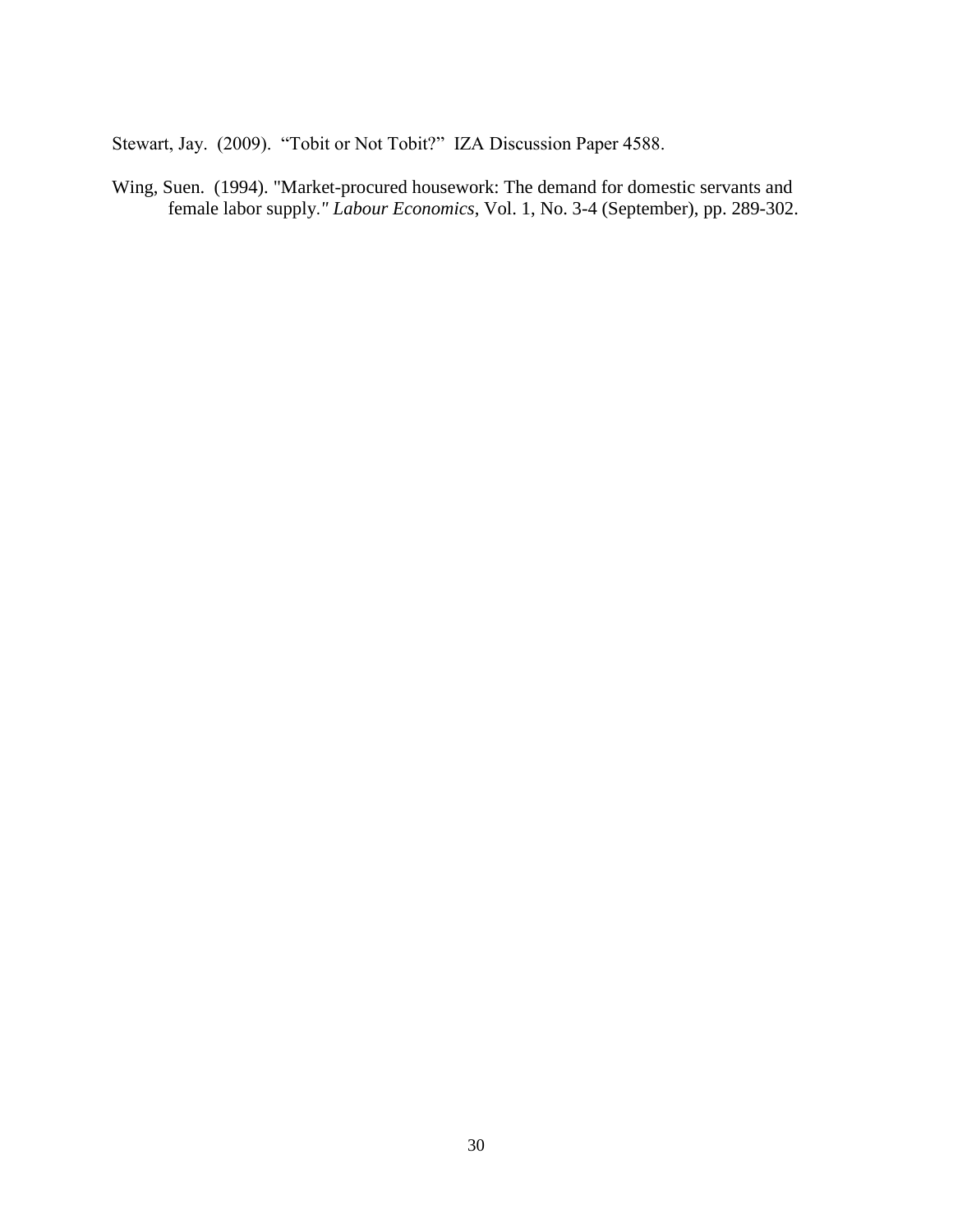Stewart, Jay. (2009). "Tobit or Not Tobit?" IZA Discussion Paper 4588.

Wing, Suen. (1994). "Market-procured housework: The demand for domestic servants and female labor supply." *Labour Economics*, Vol. 1, No. 3-4 (September), pp. 289-302.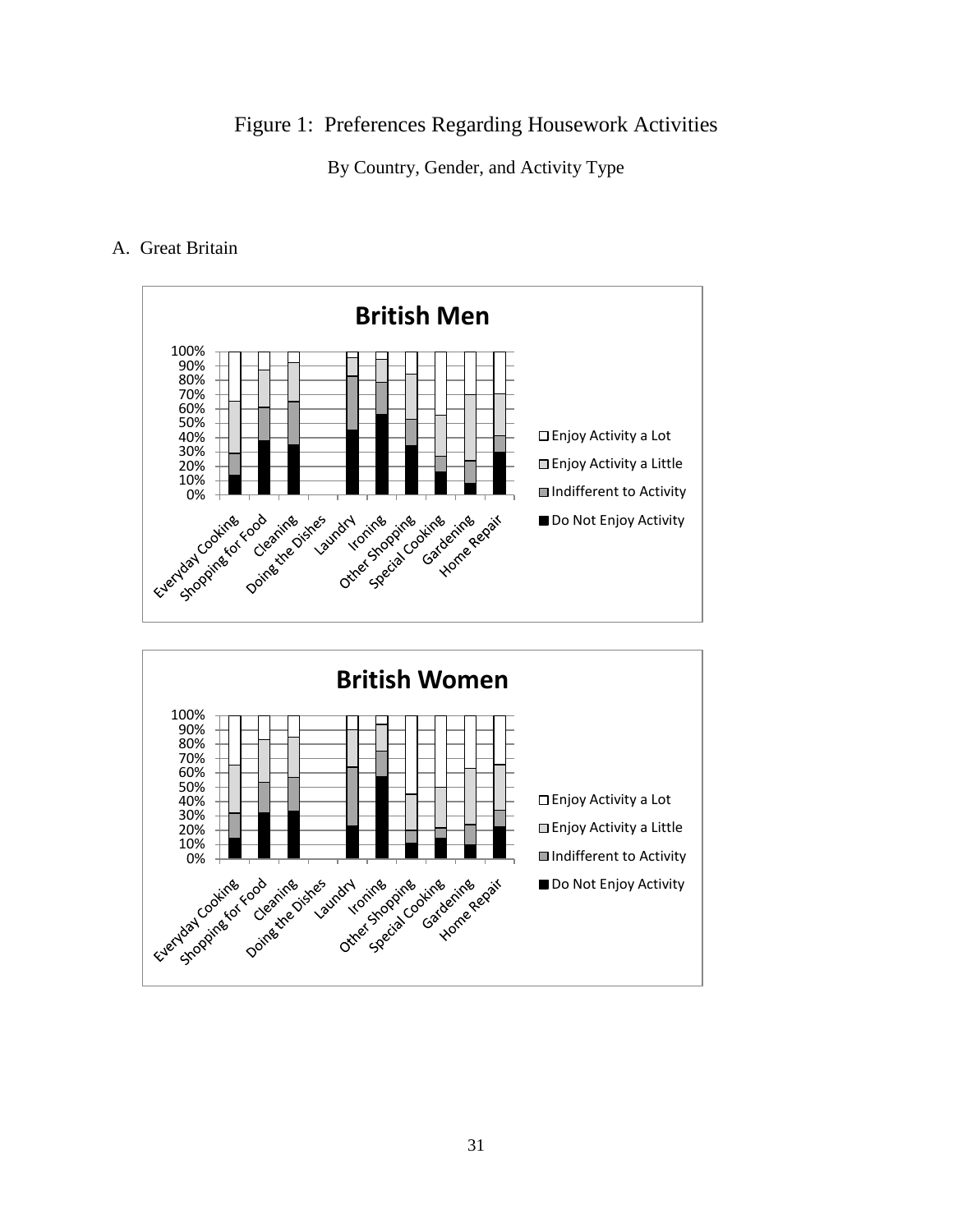Figure 1: Preferences Regarding Housework Activities

By Country, Gender, and Activity Type

A. Great Britain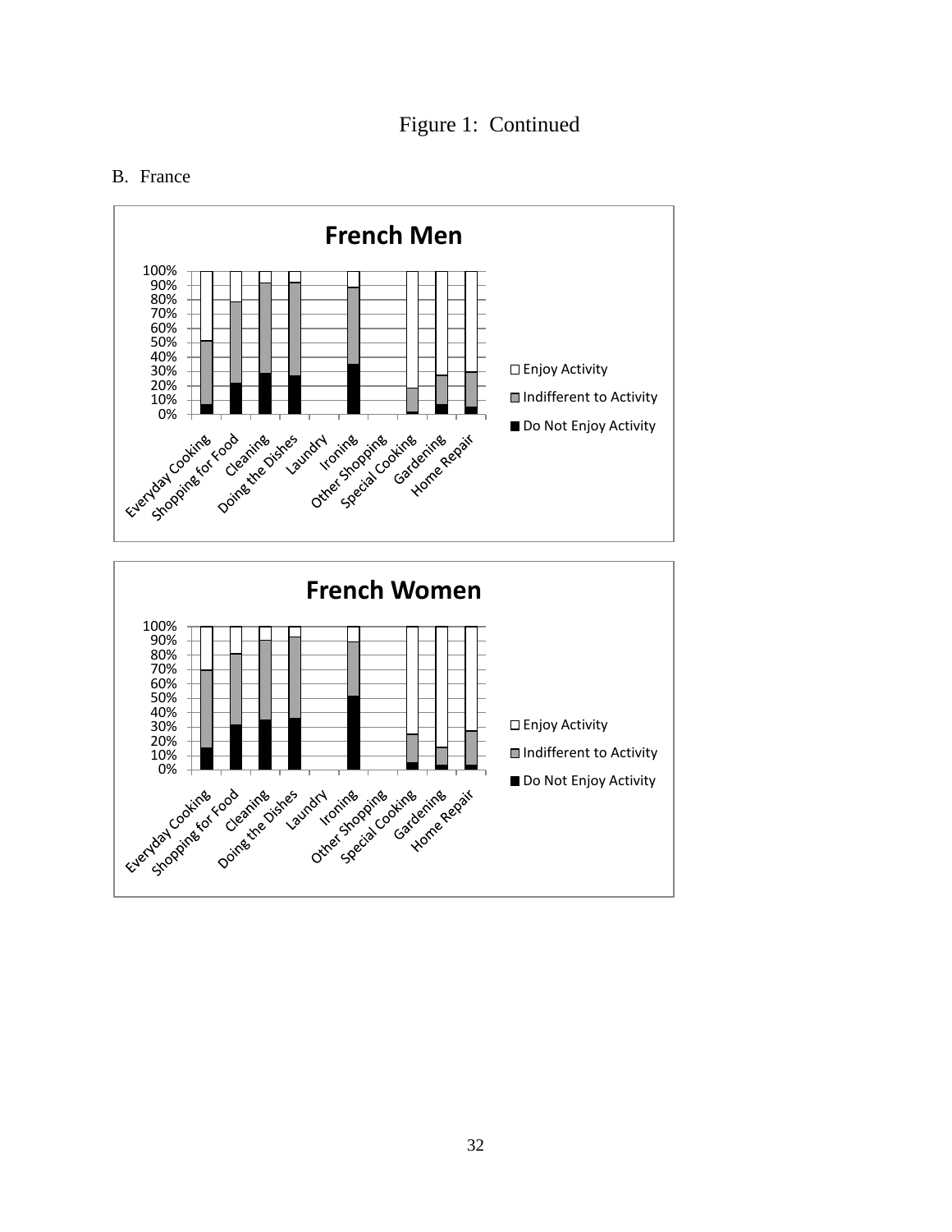Figure 1: Continued

B. France

**French Men**

100%
90%
80%
70%
60%
50%
40%
30%
20%
10%
0%

Everyday Cooking, Shopping for Food, Cleaning, Doing the Dishes, Laundry, Ironing, Other Shopping, Special Cooking, Gardening, Home Repair

□ Enjoy Activity
■ Indifferent to Activity
■ Do Not Enjoy Activity

**French Women**

100%
90%
80%
70%
60%
50%
40%
30%
20%
10%
0%

Everyday Cooking, Shopping for Food, Cleaning, Doing the Dishes, Laundry, Ironing, Other Shopping, Special Cooking, Gardening, Home Repair

□ Enjoy Activity
■ Indifferent to Activity
■ Do Not Enjoy Activity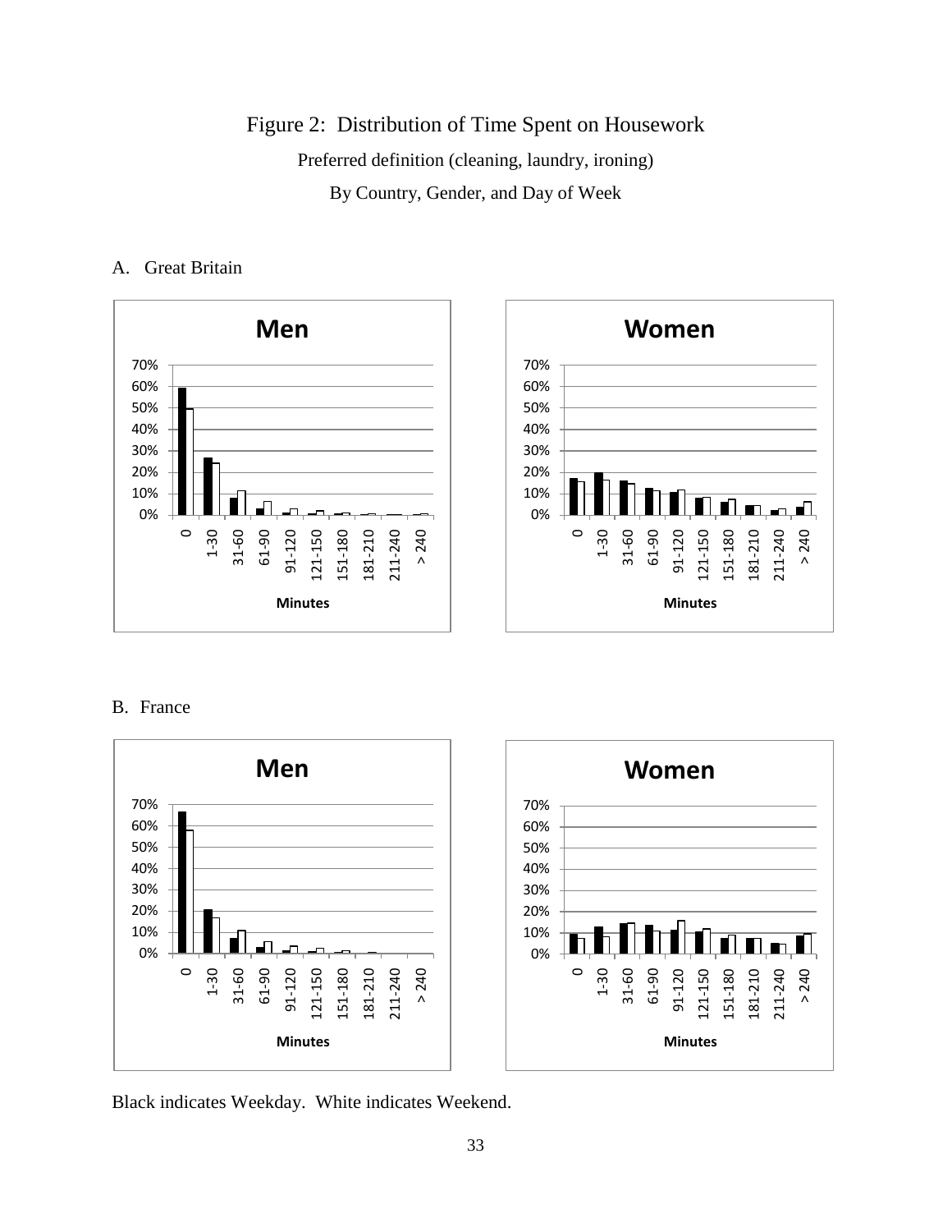# Figure 2: Distribution of Time Spent on Housework

Preferred definition (cleaning, laundry, ironing)

By Country, Gender, and Day of Week

A. Great Britain

B. France

Black indicates Weekday. White indicates Weekend.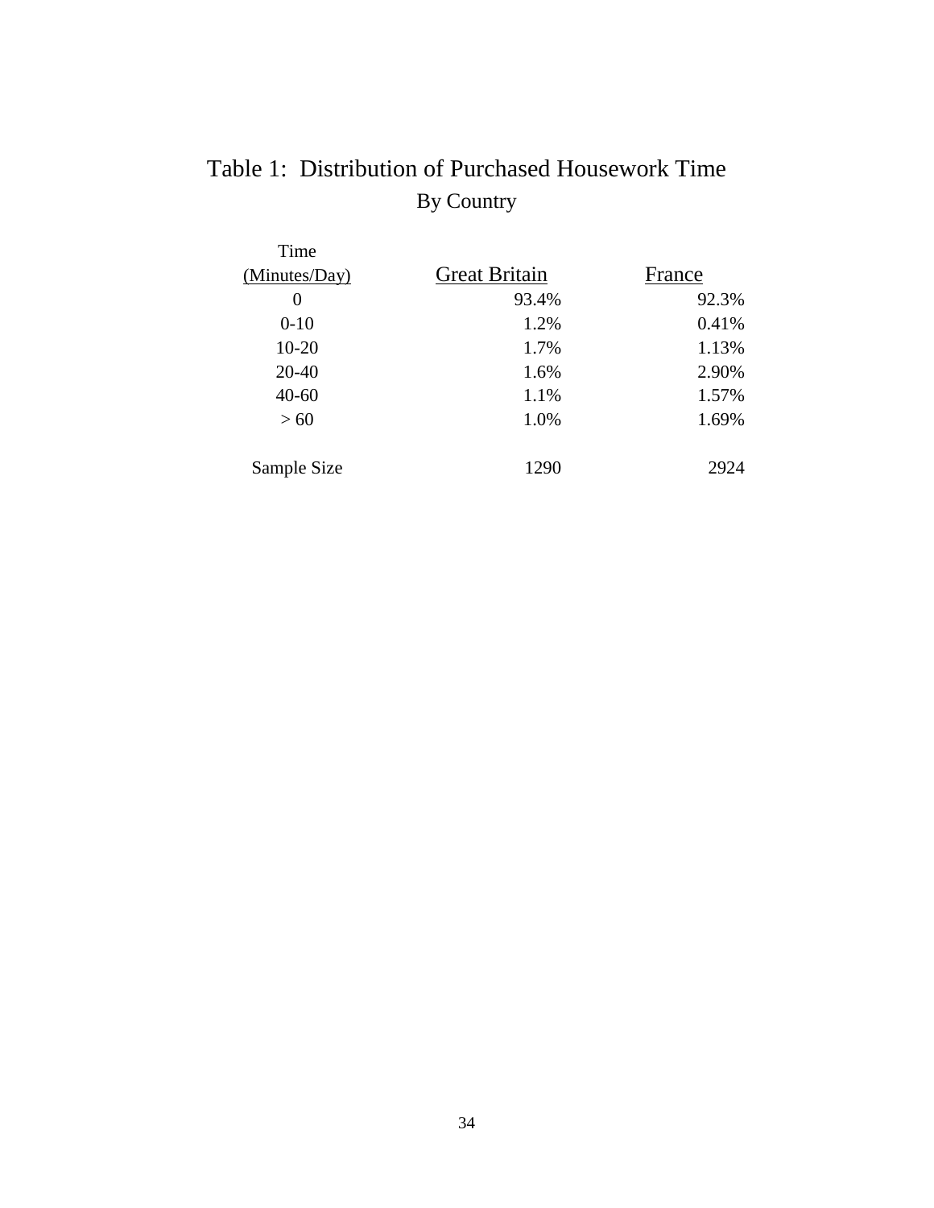# Table 1: Distribution of Purchased Housework Time

## By Country

| Time (Minutes/Day) | Great Britain | France |
|---|---|---|
| 0 | 93.4% | 92.3% |
| 0-10 | 1.2% | 0.41% |
| 10-20 | 1.7% | 1.13% |
| 20-40 | 1.6% | 2.90% |
| 40-60 | 1.1% | 1.57% |
| > 60 | 1.0% | 1.69% |
| Sample Size | 1290 | 2924 |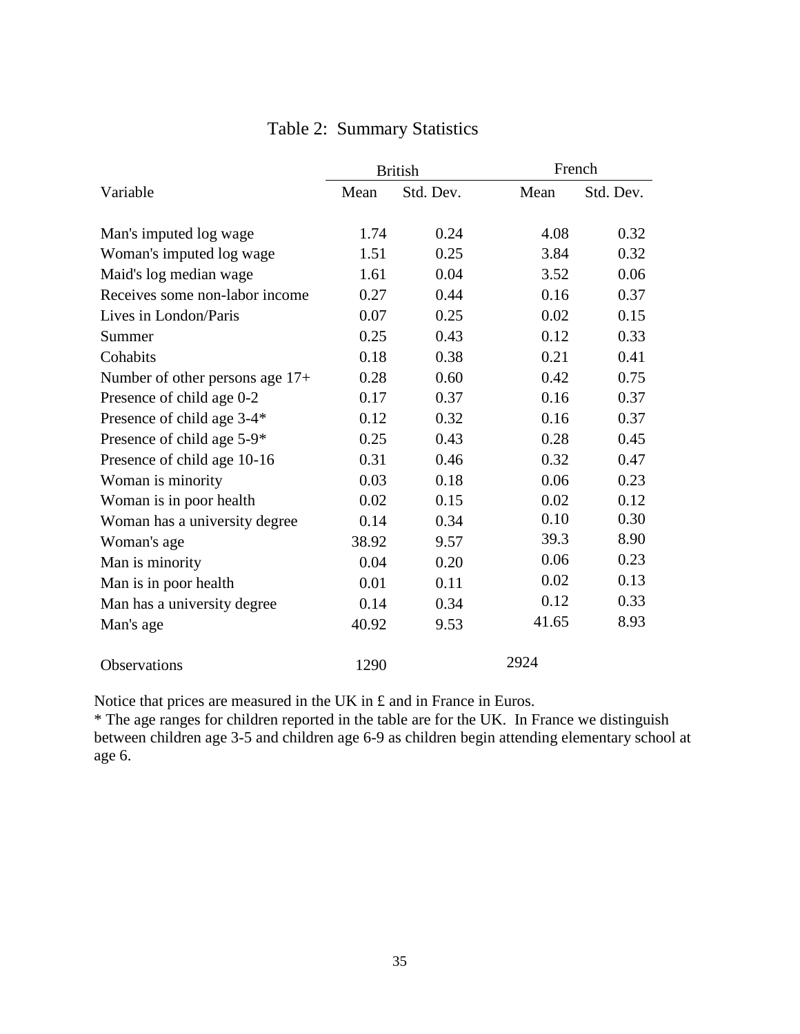# Table 2: Summary Statistics

| Variable | British | | French | |
|---|---|---|---|---|
| | Mean | Std. Dev. | Mean | Std. Dev. |
| Man's imputed log wage | 1.74 | 0.24 | 4.08 | 0.32 |
| Woman's imputed log wage | 1.51 | 0.25 | 3.84 | 0.32 |
| Maid's log median wage | 1.61 | 0.04 | 3.52 | 0.06 |
| Receives some non-labor income | 0.27 | 0.44 | 0.16 | 0.37 |
| Lives in London/Paris | 0.07 | 0.25 | 0.02 | 0.15 |
| Summer | 0.25 | 0.43 | 0.12 | 0.33 |
| Cohabits | 0.18 | 0.38 | 0.21 | 0.41 |
| Number of other persons age 17+ | 0.28 | 0.60 | 0.42 | 0.75 |
| Presence of child age 0-2 | 0.17 | 0.37 | 0.16 | 0.37 |
| Presence of child age 3-4* | 0.12 | 0.32 | 0.16 | 0.37 |
| Presence of child age 5-9* | 0.25 | 0.43 | 0.28 | 0.45 |
| Presence of child age 10-16 | 0.31 | 0.46 | 0.32 | 0.47 |
| Woman is minority | 0.03 | 0.18 | 0.06 | 0.23 |
| Woman is in poor health | 0.02 | 0.15 | 0.02 | 0.12 |
| Woman has a university degree | 0.14 | 0.34 | 0.10 | 0.30 |
| Woman's age | 38.92 | 9.57 | 39.3 | 8.90 |
| Man is minority | 0.04 | 0.20 | 0.06 | 0.23 |
| Man is in poor health | 0.01 | 0.11 | 0.02 | 0.13 |
| Man has a university degree | 0.14 | 0.34 | 0.12 | 0.33 |
| Man's age | 40.92 | 9.53 | 41.65 | 8.93 |
| Observations | 1290 | | 2924 | |

Notice that prices are measured in the UK in £ and in France in Euros.

* The age ranges for children reported in the table are for the UK. In France we distinguish between children age 3-5 and children age 6-9 as children begin attending elementary school at age 6.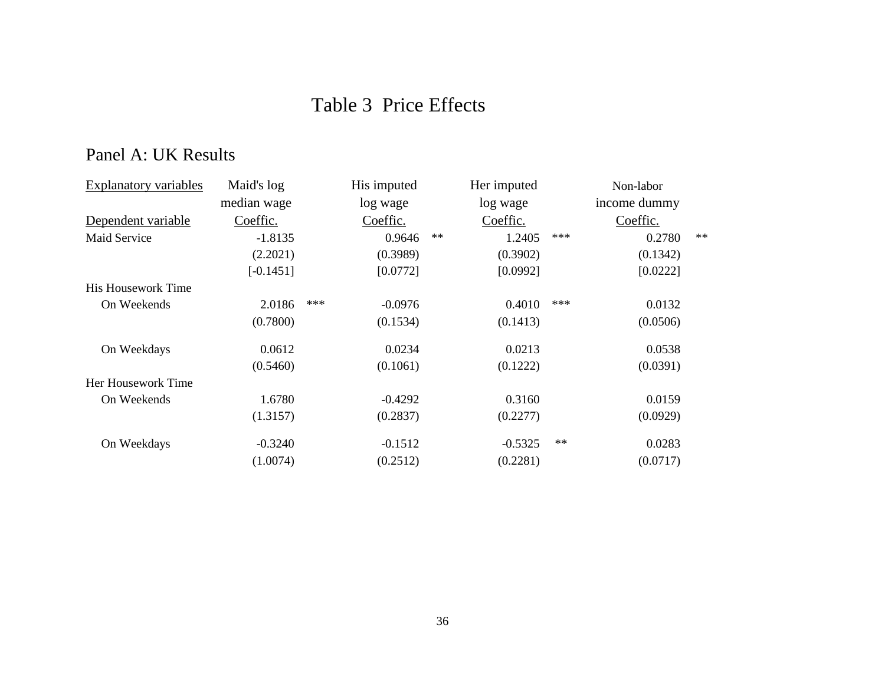# Table 3 Price Effects

## Panel A: UK Results

| Explanatory variables | Maid's log median wage | | His imputed log wage | | Her imputed log wage | | Non-labor income dummy | |
|---|---|---|---|---|---|---|---|---|
| Dependent variable | Coeffic. | | Coeffic. | | Coeffic. | | Coeffic. | |
| Maid Service | -1.8135 | | 0.9646 | ** | 1.2405 | *** | 0.2780 | ** |
| | (2.2021) | | (0.3989) | | (0.3902) | | (0.1342) | |
| | [-0.1451] | | [0.0772] | | [0.0992] | | [0.0222] | |
| His Housework Time | | | | | | | | |
| On Weekends | 2.0186 | *** | -0.0976 | | 0.4010 | *** | 0.0132 | |
| | (0.7800) | | (0.1534) | | (0.1413) | | (0.0506) | |
| On Weekdays | 0.0612 | | 0.0234 | | 0.0213 | | 0.0538 | |
| | (0.5460) | | (0.1061) | | (0.1222) | | (0.0391) | |
| Her Housework Time | | | | | | | | |
| On Weekends | 1.6780 | | -0.4292 | | 0.3160 | | 0.0159 | |
| | (1.3157) | | (0.2837) | | (0.2277) | | (0.0929) | |
| On Weekdays | -0.3240 | | -0.1512 | | -0.5325 | ** | 0.0283 | |
| | (1.0074) | | (0.2512) | | (0.2281) | | (0.0717) | |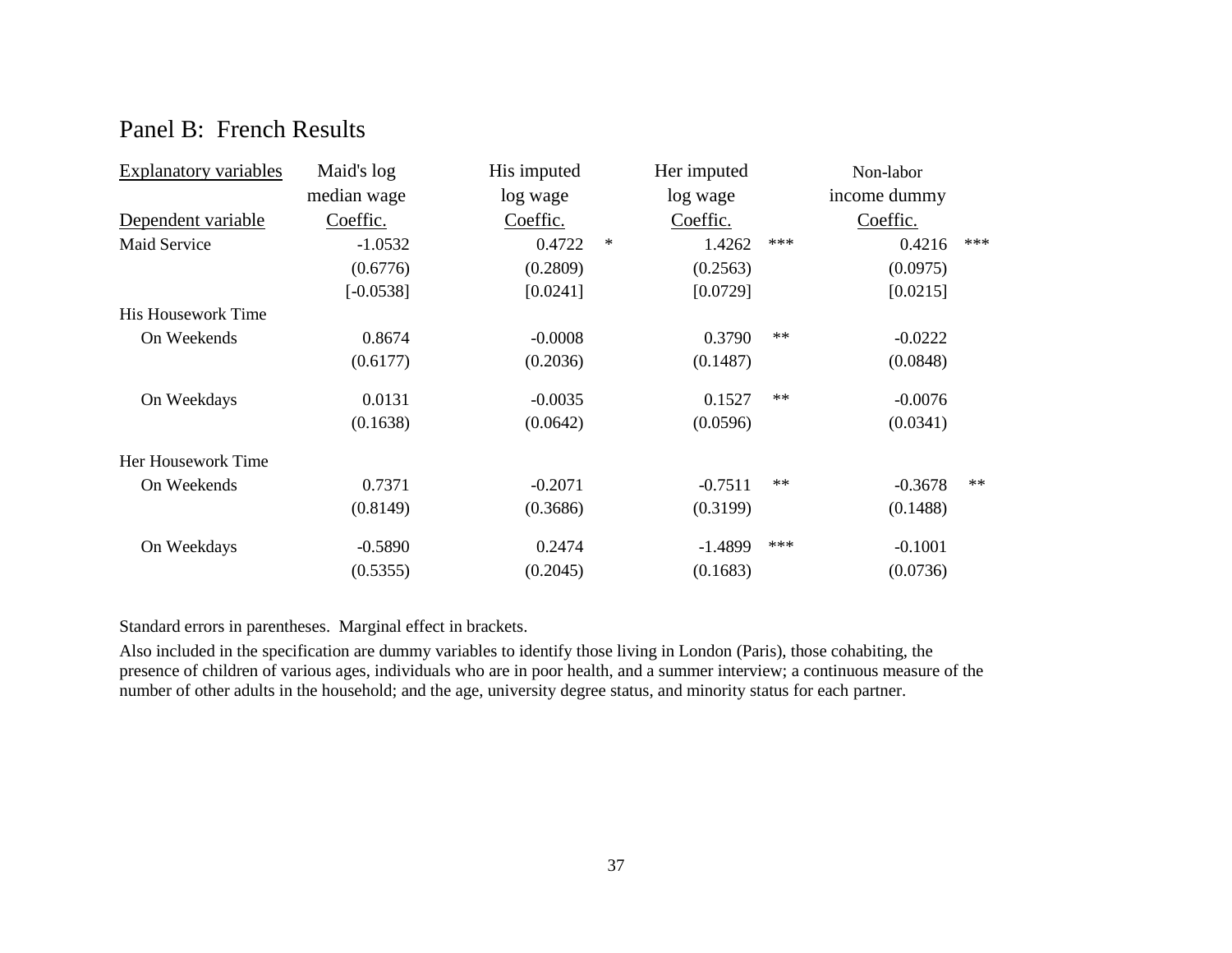## Panel B: French Results

| Explanatory variables | Maid's log median wage | | His imputed log wage | | Her imputed log wage | | Non-labor income dummy | |
|---|---|---|---|---|---|---|---|---|
| Dependent variable | Coeffic. | | Coeffic. | | Coeffic. | | Coeffic. | |
| Maid Service | -1.0532 | | 0.4722 | * | 1.4262 | *** | 0.4216 | *** |
| | (0.6776) | | (0.2809) | | (0.2563) | | (0.0975) | |
| | [-0.0538] | | [0.0241] | | [0.0729] | | [0.0215] | |
| His Housework Time | | | | | | | | |
| On Weekends | 0.8674 | | -0.0008 | | 0.3790 | ** | -0.0222 | |
| | (0.6177) | | (0.2036) | | (0.1487) | | (0.0848) | |
| On Weekdays | 0.0131 | | -0.0035 | | 0.1527 | ** | -0.0076 | |
| | (0.1638) | | (0.0642) | | (0.0596) | | (0.0341) | |
| Her Housework Time | | | | | | | | |
| On Weekends | 0.7371 | | -0.2071 | | -0.7511 | ** | -0.3678 | ** |
| | (0.8149) | | (0.3686) | | (0.3199) | | (0.1488) | |
| On Weekdays | -0.5890 | | 0.2474 | | -1.4899 | *** | -0.1001 | |
| | (0.5355) | | (0.2045) | | (0.1683) | | (0.0736) | |

Standard errors in parentheses. Marginal effect in brackets.

Also included in the specification are dummy variables to identify those living in London (Paris), those cohabiting, the presence of children of various ages, individuals who are in poor health, and a summer interview; a continuous measure of the number of other adults in the household; and the age, university degree status, and minority status for each partner.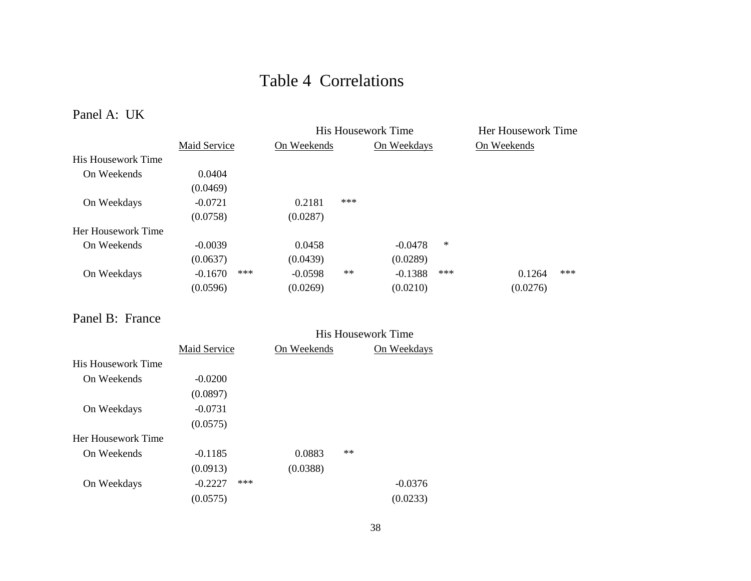# Table 4 Correlations

## Panel A: UK

| | Maid Service | His Housework Time On Weekends | His Housework Time On Weekdays | Her Housework Time On Weekends |
|---|---|---|---|---|
| **His Housework Time** | | | | |
| On Weekends | 0.0404 | | | |
| | (0.0469) | | | |
| On Weekdays | -0.0721 | 0.2181 *** | | |
| | (0.0758) | (0.0287) | | |
| **Her Housework Time** | | | | |
| On Weekends | -0.0039 | 0.0458 | -0.0478 * | |
| | (0.0637) | (0.0439) | (0.0289) | |
| On Weekdays | -0.1670 *** | -0.0598 ** | -0.1388 *** | 0.1264 *** |
| | (0.0596) | (0.0269) | (0.0210) | (0.0276) |

## Panel B: France

| | Maid Service | His Housework Time On Weekends | His Housework Time On Weekdays |
|---|---|---|---|
| **His Housework Time** | | | |
| On Weekends | -0.0200 | | |
| | (0.0897) | | |
| On Weekdays | -0.0731 | | |
| | (0.0575) | | |
| **Her Housework Time** | | | |
| On Weekends | -0.1185 | 0.0883 ** | |
| | (0.0913) | (0.0388) | |
| On Weekdays | -0.2227 *** | | -0.0376 |
| | (0.0575) | | (0.0233) |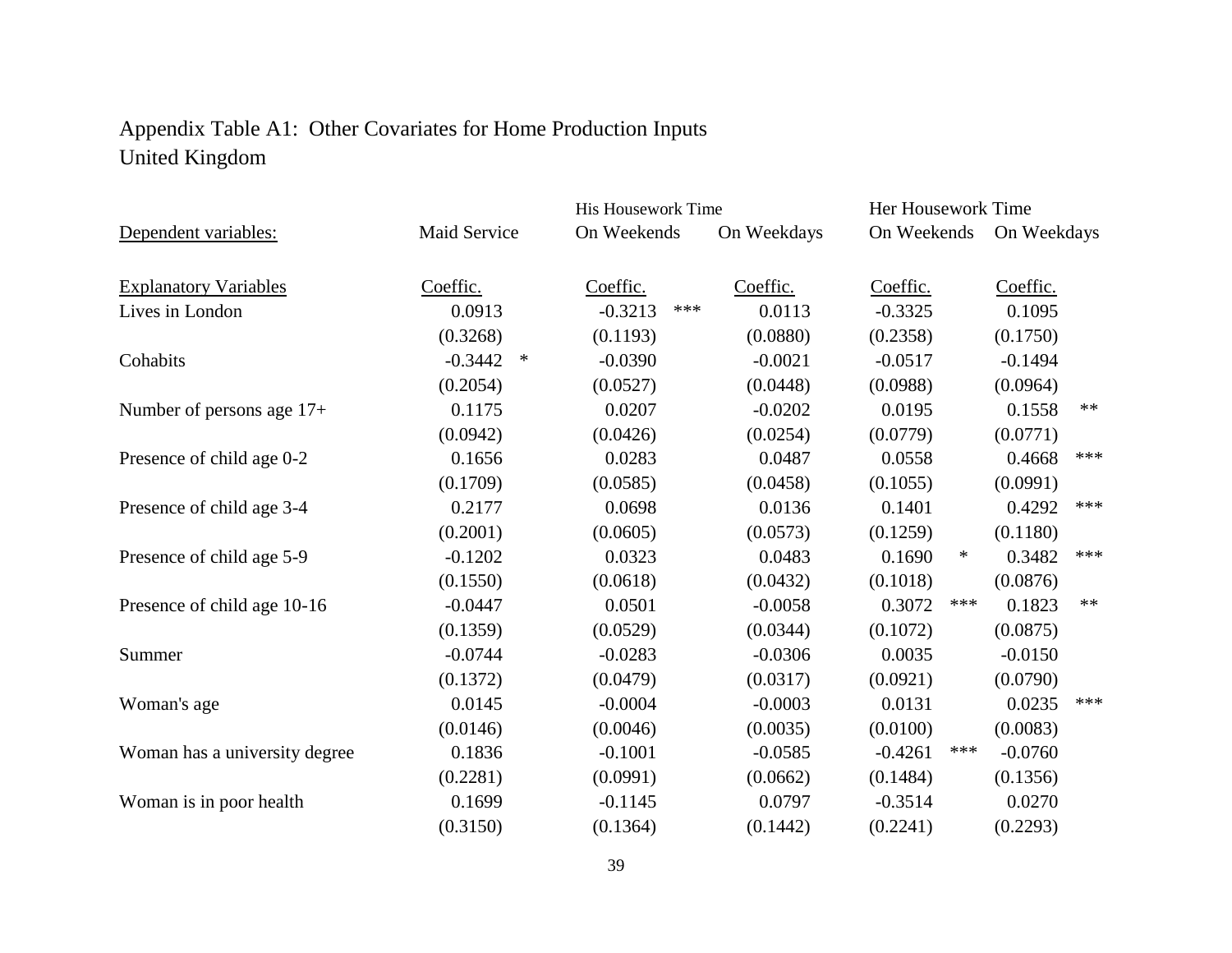Appendix Table A1: Other Covariates for Home Production Inputs
United Kingdom

| Dependent variables: | Maid Service | | His Housework Time On Weekends | | His Housework Time On Weekdays | Her Housework Time On Weekends | | Her Housework Time On Weekdays | |
|---|---|---|---|---|---|---|---|---|---|
| Explanatory Variables | Coeffic. | | Coeffic. | | Coeffic. | Coeffic. | | Coeffic. | |
| Lives in London | 0.0913 | | -0.3213 | *** | 0.0113 | -0.3325 | | 0.1095 | |
| | (0.3268) | | (0.1193) | | (0.0880) | (0.2358) | | (0.1750) | |
| Cohabits | -0.3442 | * | -0.0390 | | -0.0021 | -0.0517 | | -0.1494 | |
| | (0.2054) | | (0.0527) | | (0.0448) | (0.0988) | | (0.0964) | |
| Number of persons age 17+ | 0.1175 | | 0.0207 | | -0.0202 | 0.0195 | | 0.1558 | ** |
| | (0.0942) | | (0.0426) | | (0.0254) | (0.0779) | | (0.0771) | |
| Presence of child age 0-2 | 0.1656 | | 0.0283 | | 0.0487 | 0.0558 | | 0.4668 | *** |
| | (0.1709) | | (0.0585) | | (0.0458) | (0.1055) | | (0.0991) | |
| Presence of child age 3-4 | 0.2177 | | 0.0698 | | 0.0136 | 0.1401 | | 0.4292 | *** |
| | (0.2001) | | (0.0605) | | (0.0573) | (0.1259) | | (0.1180) | |
| Presence of child age 5-9 | -0.1202 | | 0.0323 | | 0.0483 | 0.1690 | * | 0.3482 | *** |
| | (0.1550) | | (0.0618) | | (0.0432) | (0.1018) | | (0.0876) | |
| Presence of child age 10-16 | -0.0447 | | 0.0501 | | -0.0058 | 0.3072 | *** | 0.1823 | ** |
| | (0.1359) | | (0.0529) | | (0.0344) | (0.1072) | | (0.0875) | |
| Summer | -0.0744 | | -0.0283 | | -0.0306 | 0.0035 | | -0.0150 | |
| | (0.1372) | | (0.0479) | | (0.0317) | (0.0921) | | (0.0790) | |
| Woman's age | 0.0145 | | -0.0004 | | -0.0003 | 0.0131 | | 0.0235 | *** |
| | (0.0146) | | (0.0046) | | (0.0035) | (0.0100) | | (0.0083) | |
| Woman has a university degree | 0.1836 | | -0.1001 | | -0.0585 | -0.4261 | *** | -0.0760 | |
| | (0.2281) | | (0.0991) | | (0.0662) | (0.1484) | | (0.1356) | |
| Woman is in poor health | 0.1699 | | -0.1145 | | 0.0797 | -0.3514 | | 0.0270 | |
| | (0.3150) | | (0.1364) | | (0.1442) | (0.2241) | | (0.2293) | |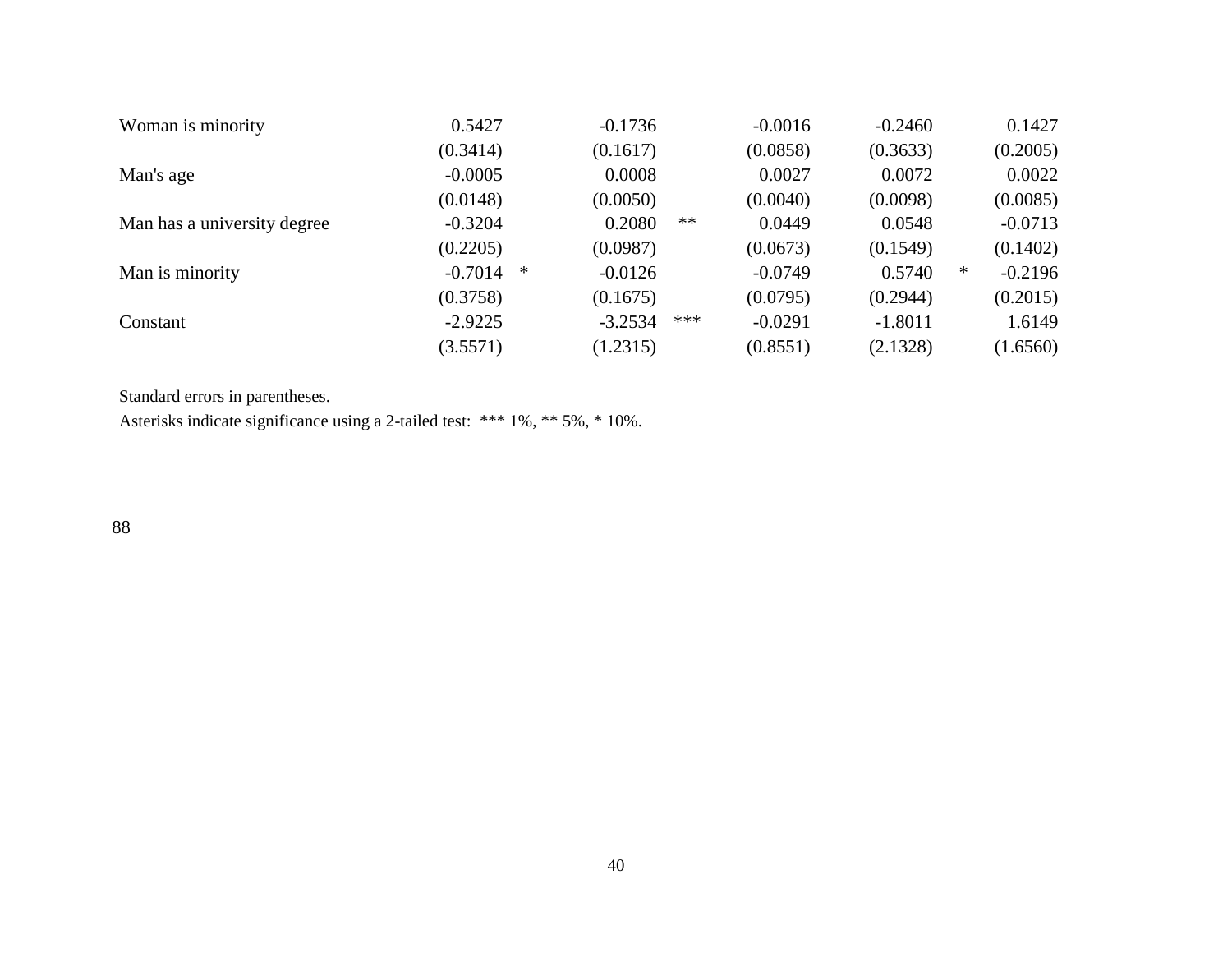| | | | | | | | | | |
|---|---|---|---|---|---|---|---|---|---|
| Woman is minority | 0.5427 | | -0.1736 | | -0.0016 | -0.2460 | | 0.1427 | |
| | (0.3414) | | (0.1617) | | (0.0858) | (0.3633) | | (0.2005) | |
| Man's age | -0.0005 | | 0.0008 | | 0.0027 | 0.0072 | | 0.0022 | |
| | (0.0148) | | (0.0050) | | (0.0040) | (0.0098) | | (0.0085) | |
| Man has a university degree | -0.3204 | | 0.2080 | ** | 0.0449 | 0.0548 | | -0.0713 | |
| | (0.2205) | | (0.0987) | | (0.0673) | (0.1549) | | (0.1402) | |
| Man is minority | -0.7014 | * | -0.0126 | | -0.0749 | 0.5740 | * | -0.2196 | |
| | (0.3758) | | (0.1675) | | (0.0795) | (0.2944) | | (0.2015) | |
| Constant | -2.9225 | | -3.2534 | *** | -0.0291 | -1.8011 | | 1.6149 | |
| | (3.5571) | | (1.2315) | | (0.8551) | (2.1328) | | (1.6560) | |

Standard errors in parentheses.

Asterisks indicate significance using a 2-tailed test: *** 1%, ** 5%, * 10%.

88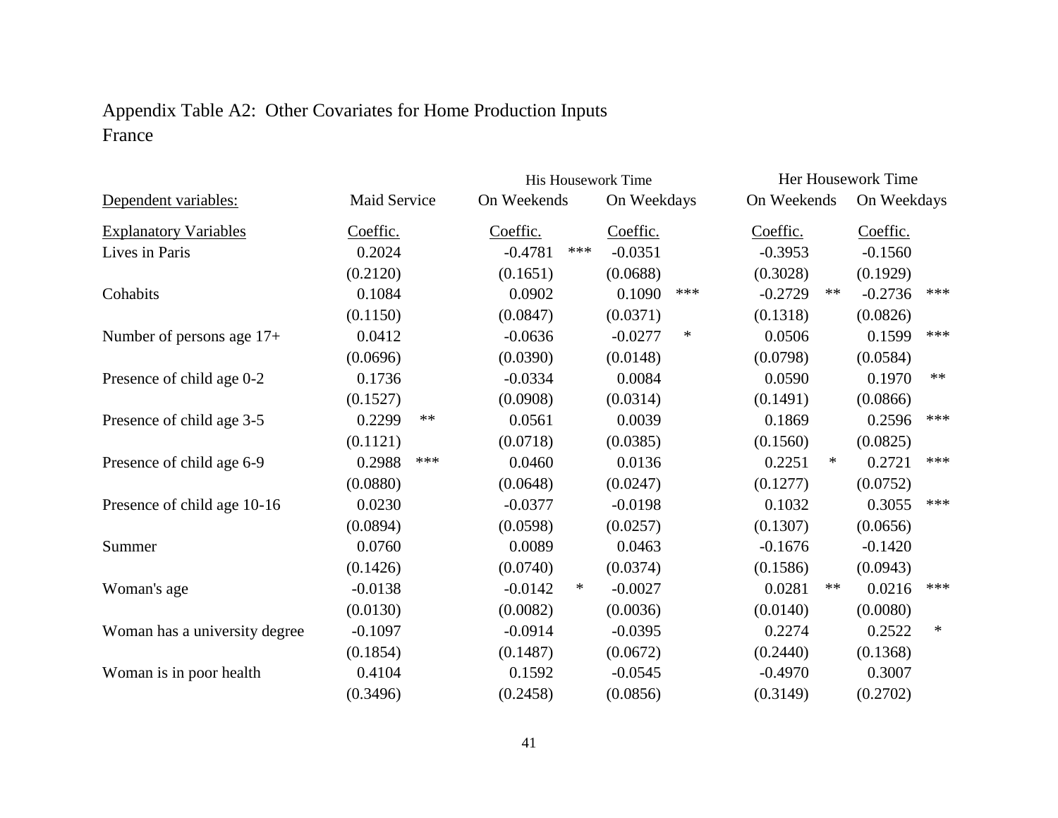Appendix Table A2: Other Covariates for Home Production Inputs
France

| Dependent variables: | Maid Service | | His Housework Time On Weekends | | His Housework Time On Weekdays | | Her Housework Time On Weekends | | Her Housework Time On Weekdays | |
|---|---|---|---|---|---|---|---|---|---|---|
| Explanatory Variables | Coeffic. | | Coeffic. | | Coeffic. | | Coeffic. | | Coeffic. | |
| Lives in Paris | 0.2024 | | -0.4781 | *** | -0.0351 | | -0.3953 | | -0.1560 | |
| | (0.2120) | | (0.1651) | | (0.0688) | | (0.3028) | | (0.1929) | |
| Cohabits | 0.1084 | | 0.0902 | | 0.1090 | *** | -0.2729 | ** | -0.2736 | *** |
| | (0.1150) | | (0.0847) | | (0.0371) | | (0.1318) | | (0.0826) | |
| Number of persons age 17+ | 0.0412 | | -0.0636 | | -0.0277 | * | 0.0506 | | 0.1599 | *** |
| | (0.0696) | | (0.0390) | | (0.0148) | | (0.0798) | | (0.0584) | |
| Presence of child age 0-2 | 0.1736 | | -0.0334 | | 0.0084 | | 0.0590 | | 0.1970 | ** |
| | (0.1527) | | (0.0908) | | (0.0314) | | (0.1491) | | (0.0866) | |
| Presence of child age 3-5 | 0.2299 | ** | 0.0561 | | 0.0039 | | 0.1869 | | 0.2596 | *** |
| | (0.1121) | | (0.0718) | | (0.0385) | | (0.1560) | | (0.0825) | |
| Presence of child age 6-9 | 0.2988 | *** | 0.0460 | | 0.0136 | | 0.2251 | * | 0.2721 | *** |
| | (0.0880) | | (0.0648) | | (0.0247) | | (0.1277) | | (0.0752) | |
| Presence of child age 10-16 | 0.0230 | | -0.0377 | | -0.0198 | | 0.1032 | | 0.3055 | *** |
| | (0.0894) | | (0.0598) | | (0.0257) | | (0.1307) | | (0.0656) | |
| Summer | 0.0760 | | 0.0089 | | 0.0463 | | -0.1676 | | -0.1420 | |
| | (0.1426) | | (0.0740) | | (0.0374) | | (0.1586) | | (0.0943) | |
| Woman's age | -0.0138 | | -0.0142 | * | -0.0027 | | 0.0281 | ** | 0.0216 | *** |
| | (0.0130) | | (0.0082) | | (0.0036) | | (0.0140) | | (0.0080) | |
| Woman has a university degree | -0.1097 | | -0.0914 | | -0.0395 | | 0.2274 | | 0.2522 | * |
| | (0.1854) | | (0.1487) | | (0.0672) | | (0.2440) | | (0.1368) | |
| Woman is in poor health | 0.4104 | | 0.1592 | | -0.0545 | | -0.4970 | | 0.3007 | |
| | (0.3496) | | (0.2458) | | (0.0856) | | (0.3149) | | (0.2702) | |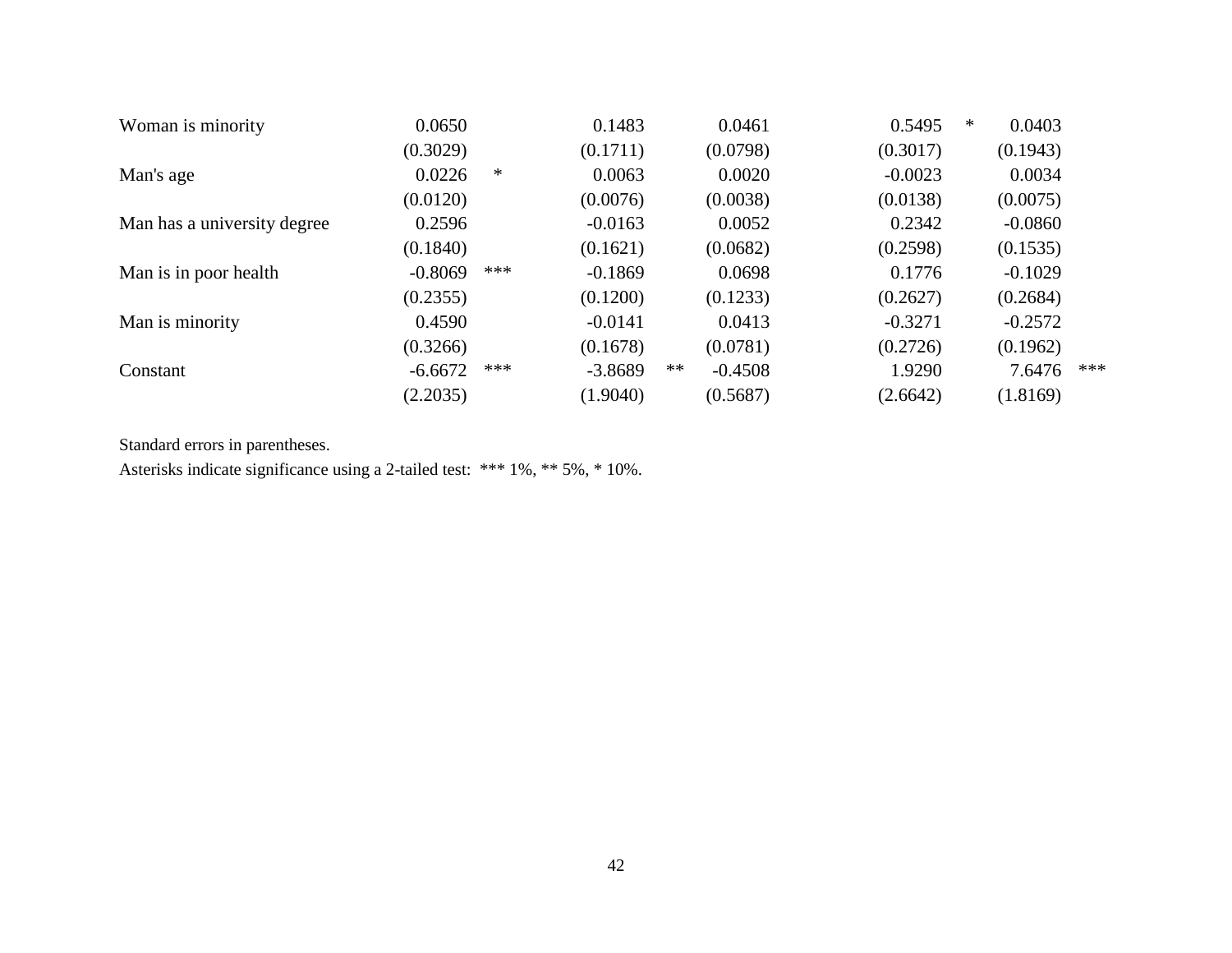| | | | | | | | | | | |
|---|---|---|---|---|---|---|---|---|---|---|
| Woman is minority | 0.0650 | | 0.1483 | | 0.0461 | | 0.5495 | * | 0.0403 | |
| | (0.3029) | | (0.1711) | | (0.0798) | | (0.3017) | | (0.1943) | |
| Man's age | 0.0226 | * | 0.0063 | | 0.0020 | | -0.0023 | | 0.0034 | |
| | (0.0120) | | (0.0076) | | (0.0038) | | (0.0138) | | (0.0075) | |
| Man has a university degree | 0.2596 | | -0.0163 | | 0.0052 | | 0.2342 | | -0.0860 | |
| | (0.1840) | | (0.1621) | | (0.0682) | | (0.2598) | | (0.1535) | |
| Man is in poor health | -0.8069 | *** | -0.1869 | | 0.0698 | | 0.1776 | | -0.1029 | |
| | (0.2355) | | (0.1200) | | (0.1233) | | (0.2627) | | (0.2684) | |
| Man is minority | 0.4590 | | -0.0141 | | 0.0413 | | -0.3271 | | -0.2572 | |
| | (0.3266) | | (0.1678) | | (0.0781) | | (0.2726) | | (0.1962) | |
| Constant | -6.6672 | *** | -3.8689 | ** | -0.4508 | | 1.9290 | | 7.6476 | *** |
| | (2.2035) | | (1.9040) | | (0.5687) | | (2.6642) | | (1.8169) | |

Standard errors in parentheses.

Asterisks indicate significance using a 2-tailed test: *** 1%, ** 5%, * 10%.